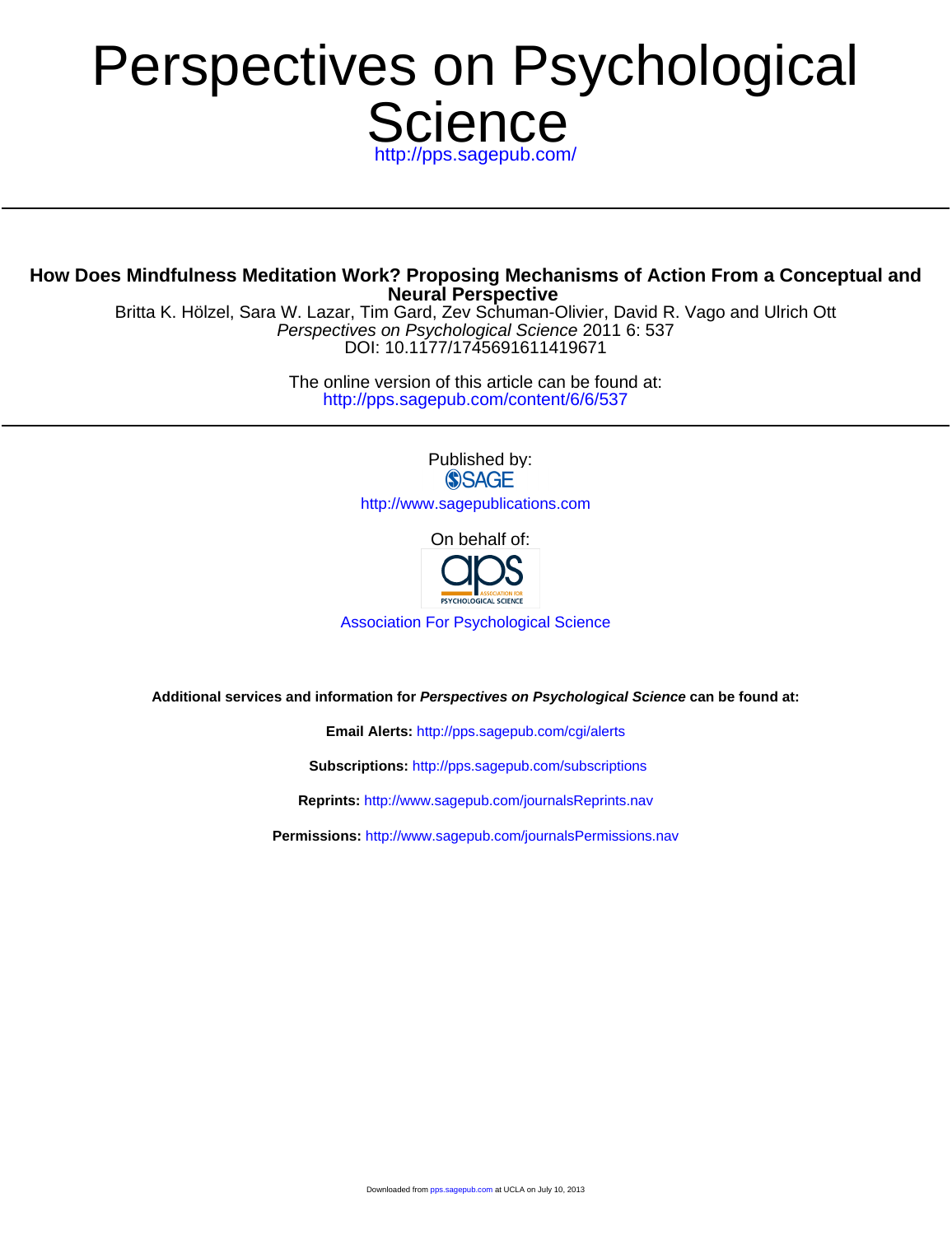# Perspectives on Psychological Science

http://pps.sagepub.com/

---

## How Does Mindfulness Meditation Work? Proposing Mechanisms of Action From a Conceptual and Neural Perspective

Britta K. Hölzel, Sara W. Lazar, Tim Gard, Zev Schuman-Olivier, David R. Vago and Ulrich Ott
*Perspectives on Psychological Science* 2011 6: 537
DOI: 10.1177/1745691611419671

The online version of this article can be found at:
http://pps.sagepub.com/content/6/6/537

---

Published by:
SAGE
http://www.sagepublications.com

On behalf of:
aps ASSOCIATION FOR PSYCHOLOGICAL SCIENCE

Association For Psychological Science

**Additional services and information for *Perspectives on Psychological Science* can be found at:**

**Email Alerts:** http://pps.sagepub.com/cgi/alerts

**Subscriptions:** http://pps.sagepub.com/subscriptions

**Reprints:** http://www.sagepub.com/journalsReprints.nav

**Permissions:** http://www.sagepub.com/journalsPermissions.nav

Downloaded from pps.sagepub.com at UCLA on July 10, 2013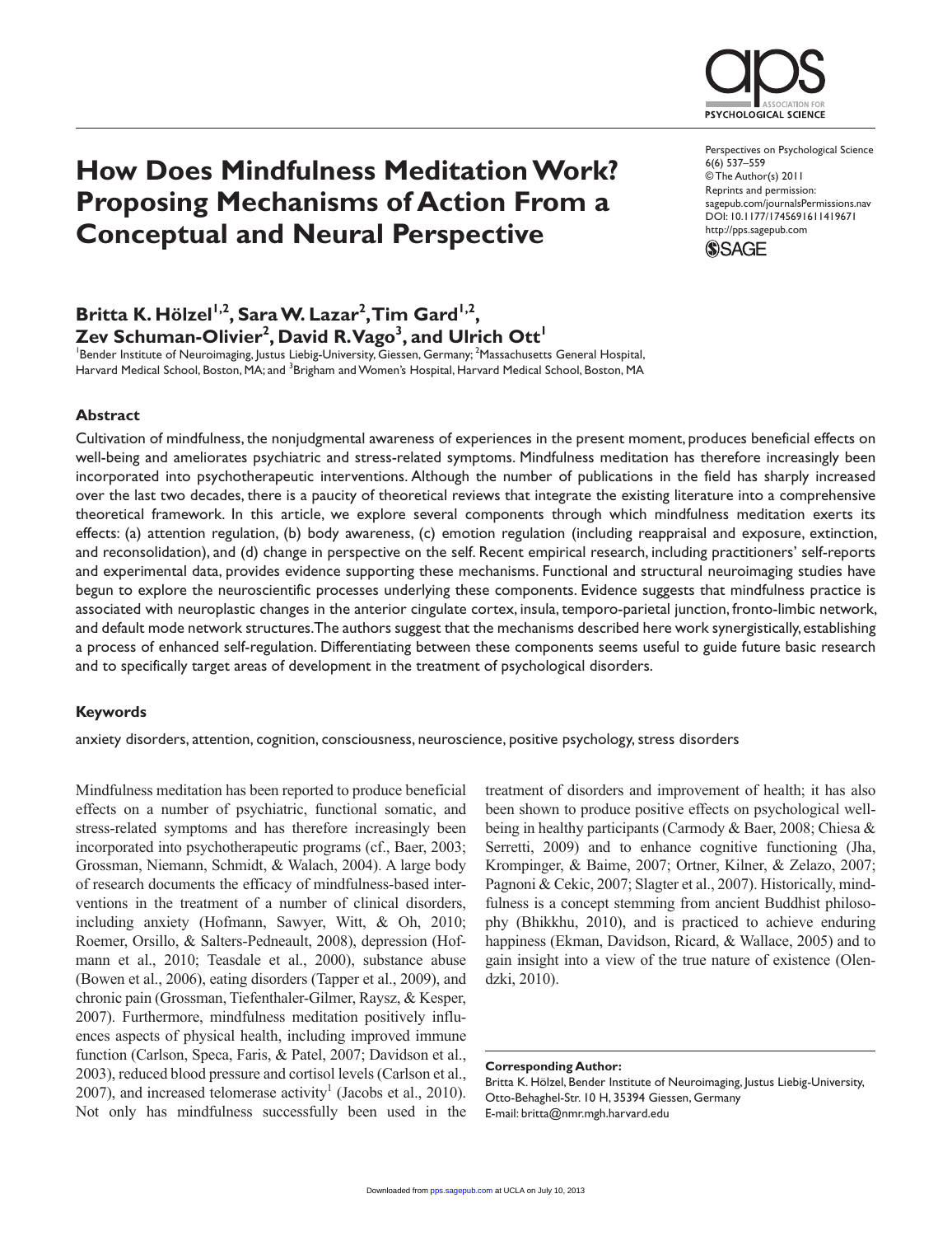# How Does Mindfulness Meditation Work? Proposing Mechanisms of Action From a Conceptual and Neural Perspective

**Britta K. Hölzel[1,2], Sara W. Lazar[2], Tim Gard[1,2], Zev Schuman-Olivier[2], David R. Vago[3], and Ulrich Ott[1]**

[1]Bender Institute of Neuroimaging, Justus Liebig-University, Giessen, Germany; [2]Massachusetts General Hospital, Harvard Medical School, Boston, MA; and [3]Brigham and Women's Hospital, Harvard Medical School, Boston, MA

Perspectives on Psychological Science
6(6) 537–559
© The Author(s) 2011
Reprints and permission: sagepub.com/journalsPermissions.nav
DOI: 10.1177/1745691611419671
http://pps.sagepub.com

## Abstract

Cultivation of mindfulness, the nonjudgmental awareness of experiences in the present moment, produces beneficial effects on well-being and ameliorates psychiatric and stress-related symptoms. Mindfulness meditation has therefore increasingly been incorporated into psychotherapeutic interventions. Although the number of publications in the field has sharply increased over the last two decades, there is a paucity of theoretical reviews that integrate the existing literature into a comprehensive theoretical framework. In this article, we explore several components through which mindfulness meditation exerts its effects: (a) attention regulation, (b) body awareness, (c) emotion regulation (including reappraisal and exposure, extinction, and reconsolidation), and (d) change in perspective on the self. Recent empirical research, including practitioners' self-reports and experimental data, provides evidence supporting these mechanisms. Functional and structural neuroimaging studies have begun to explore the neuroscientific processes underlying these components. Evidence suggests that mindfulness practice is associated with neuroplastic changes in the anterior cingulate cortex, insula, temporo-parietal junction, fronto-limbic network, and default mode network structures. The authors suggest that the mechanisms described here work synergistically, establishing a process of enhanced self-regulation. Differentiating between these components seems useful to guide future basic research and to specifically target areas of development in the treatment of psychological disorders.

## Keywords

anxiety disorders, attention, cognition, consciousness, neuroscience, positive psychology, stress disorders

Mindfulness meditation has been reported to produce beneficial effects on a number of psychiatric, functional somatic, and stress-related symptoms and has therefore increasingly been incorporated into psychotherapeutic programs (cf., Baer, 2003; Grossman, Niemann, Schmidt, & Walach, 2004). A large body of research documents the efficacy of mindfulness-based interventions in the treatment of a number of clinical disorders, including anxiety (Hofmann, Sawyer, Witt, & Oh, 2010; Roemer, Orsillo, & Salters-Pedneault, 2008), depression (Hofmann et al., 2010; Teasdale et al., 2000), substance abuse (Bowen et al., 2006), eating disorders (Tapper et al., 2009), and chronic pain (Grossman, Tiefenthaler-Gilmer, Raysz, & Kesper, 2007). Furthermore, mindfulness meditation positively influences aspects of physical health, including improved immune function (Carlson, Speca, Faris, & Patel, 2007; Davidson et al., 2003), reduced blood pressure and cortisol levels (Carlson et al., 2007), and increased telomerase activity[1] (Jacobs et al., 2010). Not only has mindfulness successfully been used in the treatment of disorders and improvement of health; it has also been shown to produce positive effects on psychological well-being in healthy participants (Carmody & Baer, 2008; Chiesa & Serretti, 2009) and to enhance cognitive functioning (Jha, Krompinger, & Baime, 2007; Ortner, Kilner, & Zelazo, 2007; Pagnoni & Cekic, 2007; Slagter et al., 2007). Historically, mindfulness is a concept stemming from ancient Buddhist philosophy (Bhikkhu, 2010), and is practiced to achieve enduring happiness (Ekman, Davidson, Ricard, & Wallace, 2005) and to gain insight into a view of the true nature of existence (Olendzki, 2010).

**Corresponding Author:**
Britta K. Hölzel, Bender Institute of Neuroimaging, Justus Liebig-University, Otto-Behaghel-Str. 10 H, 35394 Giessen, Germany
E-mail: britta@nmr.mgh.harvard.edu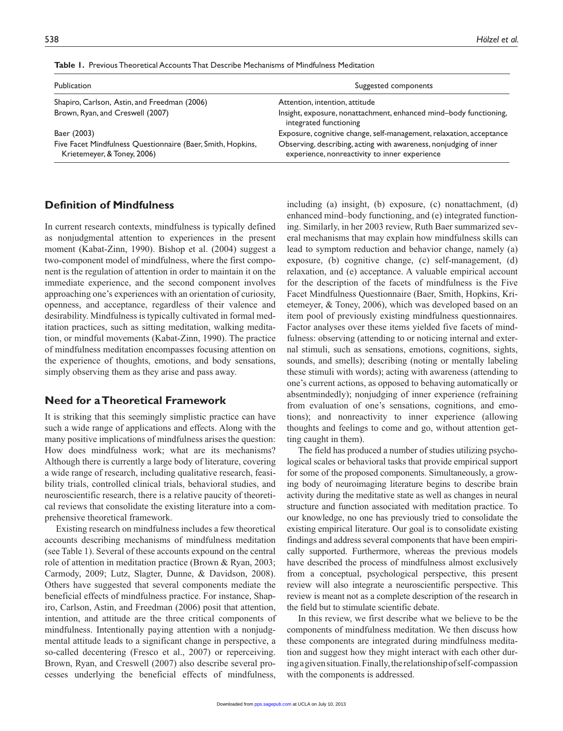**Table 1.** Previous Theoretical Accounts That Describe Mechanisms of Mindfulness Meditation

| Publication | Suggested components |
| --- | --- |
| Shapiro, Carlson, Astin, and Freedman (2006) | Attention, intention, attitude |
| Brown, Ryan, and Creswell (2007) | Insight, exposure, nonattachment, enhanced mind–body functioning, integrated functioning |
| Baer (2003) | Exposure, cognitive change, self-management, relaxation, acceptance |
| Five Facet Mindfulness Questionnaire (Baer, Smith, Hopkins, Krietemeyer, & Toney, 2006) | Observing, describing, acting with awareness, nonjudging of inner experience, nonreactivity to inner experience |

## Definition of Mindfulness

In current research contexts, mindfulness is typically defined as nonjudgmental attention to experiences in the present moment (Kabat-Zinn, 1990). Bishop et al. (2004) suggest a two-component model of mindfulness, where the first component is the regulation of attention in order to maintain it on the immediate experience, and the second component involves approaching one's experiences with an orientation of curiosity, openness, and acceptance, regardless of their valence and desirability. Mindfulness is typically cultivated in formal meditation practices, such as sitting meditation, walking meditation, or mindful movements (Kabat-Zinn, 1990). The practice of mindfulness meditation encompasses focusing attention on the experience of thoughts, emotions, and body sensations, simply observing them as they arise and pass away.

## Need for a Theoretical Framework

It is striking that this seemingly simplistic practice can have such a wide range of applications and effects. Along with the many positive implications of mindfulness arises the question: How does mindfulness work; what are its mechanisms? Although there is currently a large body of literature, covering a wide range of research, including qualitative research, feasibility trials, controlled clinical trials, behavioral studies, and neuroscientific research, there is a relative paucity of theoretical reviews that consolidate the existing literature into a comprehensive theoretical framework.

Existing research on mindfulness includes a few theoretical accounts describing mechanisms of mindfulness meditation (see Table 1). Several of these accounts expound on the central role of attention in meditation practice (Brown & Ryan, 2003; Carmody, 2009; Lutz, Slagter, Dunne, & Davidson, 2008). Others have suggested that several components mediate the beneficial effects of mindfulness practice. For instance, Shapiro, Carlson, Astin, and Freedman (2006) posit that attention, intention, and attitude are the three critical components of mindfulness. Intentionally paying attention with a nonjudgmental attitude leads to a significant change in perspective, a so-called decentering (Fresco et al., 2007) or reperceiving. Brown, Ryan, and Creswell (2007) also describe several processes underlying the beneficial effects of mindfulness, including (a) insight, (b) exposure, (c) nonattachment, (d) enhanced mind–body functioning, and (e) integrated functioning. Similarly, in her 2003 review, Ruth Baer summarized several mechanisms that may explain how mindfulness skills can lead to symptom reduction and behavior change, namely (a) exposure, (b) cognitive change, (c) self-management, (d) relaxation, and (e) acceptance. A valuable empirical account for the description of the facets of mindfulness is the Five Facet Mindfulness Questionnaire (Baer, Smith, Hopkins, Krietemeyer, & Toney, 2006), which was developed based on an item pool of previously existing mindfulness questionnaires. Factor analyses over these items yielded five facets of mindfulness: observing (attending to or noticing internal and external stimuli, such as sensations, emotions, cognitions, sights, sounds, and smells); describing (noting or mentally labeling these stimuli with words); acting with awareness (attending to one's current actions, as opposed to behaving automatically or absentmindedly); nonjudging of inner experience (refraining from evaluation of one's sensations, cognitions, and emotions); and nonreactivity to inner experience (allowing thoughts and feelings to come and go, without attention getting caught in them).

The field has produced a number of studies utilizing psychological scales or behavioral tasks that provide empirical support for some of the proposed components. Simultaneously, a growing body of neuroimaging literature begins to describe brain activity during the meditative state as well as changes in neural structure and function associated with meditation practice. To our knowledge, no one has previously tried to consolidate the existing empirical literature. Our goal is to consolidate existing findings and address several components that have been empirically supported. Furthermore, whereas the previous models have described the process of mindfulness almost exclusively from a conceptual, psychological perspective, this present review will also integrate a neuroscientific perspective. This review is meant not as a complete description of the research in the field but to stimulate scientific debate.

In this review, we first describe what we believe to be the components of mindfulness meditation. We then discuss how these components are integrated during mindfulness meditation and suggest how they might interact with each other during a given situation. Finally, the relationship of self-compassion with the components is addressed.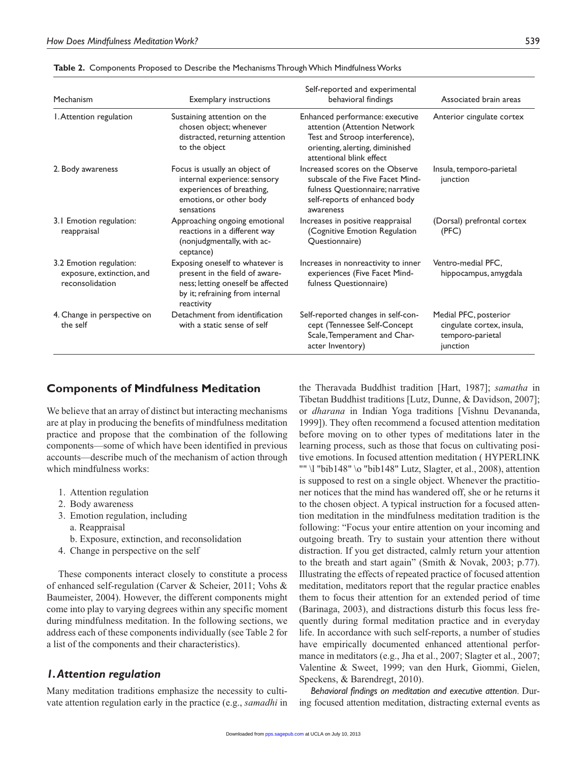**Table 2.** Components Proposed to Describe the Mechanisms Through Which Mindfulness Works

| Mechanism | Exemplary instructions | Self-reported and experimental behavioral findings | Associated brain areas |
|---|---|---|---|
| 1. Attention regulation | Sustaining attention on the chosen object; whenever distracted, returning attention to the object | Enhanced performance: executive attention (Attention Network Test and Stroop interference), orienting, alerting, diminished attentional blink effect | Anterior cingulate cortex |
| 2. Body awareness | Focus is usually an object of internal experience: sensory experiences of breathing, emotions, or other body sensations | Increased scores on the Observe subscale of the Five Facet Mindfulness Questionnaire; narrative self-reports of enhanced body awareness | Insula, temporo-parietal junction |
| 3.1 Emotion regulation: reappraisal | Approaching ongoing emotional reactions in a different way (nonjudgmentally, with acceptance) | Increases in positive reappraisal (Cognitive Emotion Regulation Questionnaire) | (Dorsal) prefrontal cortex (PFC) |
| 3.2 Emotion regulation: exposure, extinction, and reconsolidation | Exposing oneself to whatever is present in the field of awareness; letting oneself be affected by it; refraining from internal reactivity | Increases in nonreactivity to inner experiences (Five Facet Mindfulness Questionnaire) | Ventro-medial PFC, hippocampus, amygdala |
| 4. Change in perspective on the self | Detachment from identification with a static sense of self | Self-reported changes in self-concept (Tennessee Self-Concept Scale, Temperament and Character Inventory) | Medial PFC, posterior cingulate cortex, insula, temporo-parietal junction |

## Components of Mindfulness Meditation

We believe that an array of distinct but interacting mechanisms are at play in producing the benefits of mindfulness meditation practice and propose that the combination of the following components—some of which have been identified in previous accounts—describe much of the mechanism of action through which mindfulness works:

1. Attention regulation
2. Body awareness
3. Emotion regulation, including
   a. Reappraisal
   b. Exposure, extinction, and reconsolidation
4. Change in perspective on the self

These components interact closely to constitute a process of enhanced self-regulation (Carver & Scheier, 2011; Vohs & Baumeister, 2004). However, the different components might come into play to varying degrees within any specific moment during mindfulness meditation. In the following sections, we address each of these components individually (see Table 2 for a list of the components and their characteristics).

### *1. Attention regulation*

Many meditation traditions emphasize the necessity to cultivate attention regulation early in the practice (e.g., *samadhi* in the Theravada Buddhist tradition [Hart, 1987]; *samatha* in Tibetan Buddhist traditions [Lutz, Dunne, & Davidson, 2007]; or *dharana* in Indian Yoga traditions [Vishnu Devananda, 1999]). They often recommend a focused attention meditation before moving on to other types of meditations later in the learning process, such as those that focus on cultivating positive emotions. In focused attention meditation ( HYPERLINK "" \l "bib148" \o "bib148" Lutz, Slagter, et al., 2008), attention is supposed to rest on a single object. Whenever the practitioner notices that the mind has wandered off, she or he returns it to the chosen object. A typical instruction for a focused attention meditation in the mindfulness meditation tradition is the following: "Focus your entire attention on your incoming and outgoing breath. Try to sustain your attention there without distraction. If you get distracted, calmly return your attention to the breath and start again" (Smith & Novak, 2003; p.77). Illustrating the effects of repeated practice of focused attention meditation, meditators report that the regular practice enables them to focus their attention for an extended period of time (Barinaga, 2003), and distractions disturb this focus less frequently during formal meditation practice and in everyday life. In accordance with such self-reports, a number of studies have empirically documented enhanced attentional performance in meditators (e.g., Jha et al., 2007; Slagter et al., 2007; Valentine & Sweet, 1999; van den Hurk, Giommi, Gielen, Speckens, & Barendregt, 2010).

*Behavioral findings on meditation and executive attention.* During focused attention meditation, distracting external events as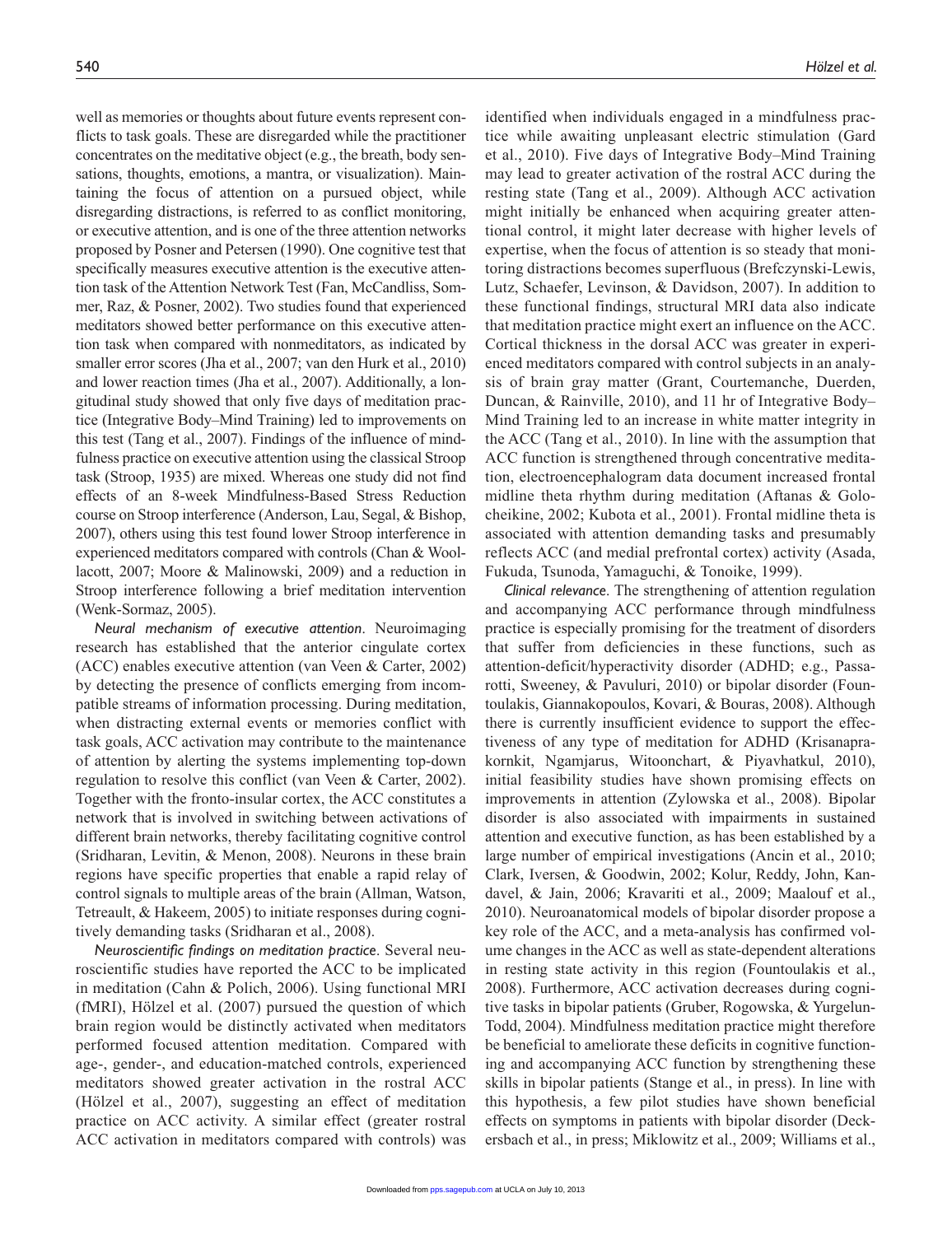well as memories or thoughts about future events represent conflicts to task goals. These are disregarded while the practitioner concentrates on the meditative object (e.g., the breath, body sensations, thoughts, emotions, a mantra, or visualization). Maintaining the focus of attention on a pursued object, while disregarding distractions, is referred to as conflict monitoring, or executive attention, and is one of the three attention networks proposed by Posner and Petersen (1990). One cognitive test that specifically measures executive attention is the executive attention task of the Attention Network Test (Fan, McCandliss, Sommer, Raz, & Posner, 2002). Two studies found that experienced meditators showed better performance on this executive attention task when compared with nonmeditators, as indicated by smaller error scores (Jha et al., 2007; van den Hurk et al., 2010) and lower reaction times (Jha et al., 2007). Additionally, a longitudinal study showed that only five days of meditation practice (Integrative Body–Mind Training) led to improvements on this test (Tang et al., 2007). Findings of the influence of mindfulness practice on executive attention using the classical Stroop task (Stroop, 1935) are mixed. Whereas one study did not find effects of an 8-week Mindfulness-Based Stress Reduction course on Stroop interference (Anderson, Lau, Segal, & Bishop, 2007), others using this test found lower Stroop interference in experienced meditators compared with controls (Chan & Woollacott, 2007; Moore & Malinowski, 2009) and a reduction in Stroop interference following a brief meditation intervention (Wenk-Sormaz, 2005).

*Neural mechanism of executive attention*. Neuroimaging research has established that the anterior cingulate cortex (ACC) enables executive attention (van Veen & Carter, 2002) by detecting the presence of conflicts emerging from incompatible streams of information processing. During meditation, when distracting external events or memories conflict with task goals, ACC activation may contribute to the maintenance of attention by alerting the systems implementing top-down regulation to resolve this conflict (van Veen & Carter, 2002). Together with the fronto-insular cortex, the ACC constitutes a network that is involved in switching between activations of different brain networks, thereby facilitating cognitive control (Sridharan, Levitin, & Menon, 2008). Neurons in these brain regions have specific properties that enable a rapid relay of control signals to multiple areas of the brain (Allman, Watson, Tetreault, & Hakeem, 2005) to initiate responses during cognitively demanding tasks (Sridharan et al., 2008).

*Neuroscientific findings on meditation practice*. Several neuroscientific studies have reported the ACC to be implicated in meditation (Cahn & Polich, 2006). Using functional MRI (fMRI), Hölzel et al. (2007) pursued the question of which brain region would be distinctly activated when meditators performed focused attention meditation. Compared with age-, gender-, and education-matched controls, experienced meditators showed greater activation in the rostral ACC (Hölzel et al., 2007), suggesting an effect of meditation practice on ACC activity. A similar effect (greater rostral ACC activation in meditators compared with controls) was identified when individuals engaged in a mindfulness practice while awaiting unpleasant electric stimulation (Gard et al., 2010). Five days of Integrative Body–Mind Training may lead to greater activation of the rostral ACC during the resting state (Tang et al., 2009). Although ACC activation might initially be enhanced when acquiring greater attentional control, it might later decrease with higher levels of expertise, when the focus of attention is so steady that monitoring distractions becomes superfluous (Brefczynski-Lewis, Lutz, Schaefer, Levinson, & Davidson, 2007). In addition to these functional findings, structural MRI data also indicate that meditation practice might exert an influence on the ACC. Cortical thickness in the dorsal ACC was greater in experienced meditators compared with control subjects in an analysis of brain gray matter (Grant, Courtemanche, Duerden, Duncan, & Rainville, 2010), and 11 hr of Integrative Body–Mind Training led to an increase in white matter integrity in the ACC (Tang et al., 2010). In line with the assumption that ACC function is strengthened through concentrative meditation, electroencephalogram data document increased frontal midline theta rhythm during meditation (Aftanas & Golocheikine, 2002; Kubota et al., 2001). Frontal midline theta is associated with attention demanding tasks and presumably reflects ACC (and medial prefrontal cortex) activity (Asada, Fukuda, Tsunoda, Yamaguchi, & Tonoike, 1999).

*Clinical relevance*. The strengthening of attention regulation and accompanying ACC performance through mindfulness practice is especially promising for the treatment of disorders that suffer from deficiencies in these functions, such as attention-deficit/hyperactivity disorder (ADHD; e.g., Passarotti, Sweeney, & Pavuluri, 2010) or bipolar disorder (Fountoulakis, Giannakopoulos, Kovari, & Bouras, 2008). Although there is currently insufficient evidence to support the effectiveness of any type of meditation for ADHD (Krisanaprakornkit, Ngamjarus, Witoonchart, & Piyavhatkul, 2010), initial feasibility studies have shown promising effects on improvements in attention (Zylowska et al., 2008). Bipolar disorder is also associated with impairments in sustained attention and executive function, as has been established by a large number of empirical investigations (Ancin et al., 2010; Clark, Iversen, & Goodwin, 2002; Kolur, Reddy, John, Kandavel, & Jain, 2006; Kravariti et al., 2009; Maalouf et al., 2010). Neuroanatomical models of bipolar disorder propose a key role of the ACC, and a meta-analysis has confirmed volume changes in the ACC as well as state-dependent alterations in resting state activity in this region (Fountoulakis et al., 2008). Furthermore, ACC activation decreases during cognitive tasks in bipolar patients (Gruber, Rogowska, & Yurgelun-Todd, 2004). Mindfulness meditation practice might therefore be beneficial to ameliorate these deficits in cognitive functioning and accompanying ACC function by strengthening these skills in bipolar patients (Stange et al., in press). In line with this hypothesis, a few pilot studies have shown beneficial effects on symptoms in patients with bipolar disorder (Deckersbach et al., in press; Miklowitz et al., 2009; Williams et al.,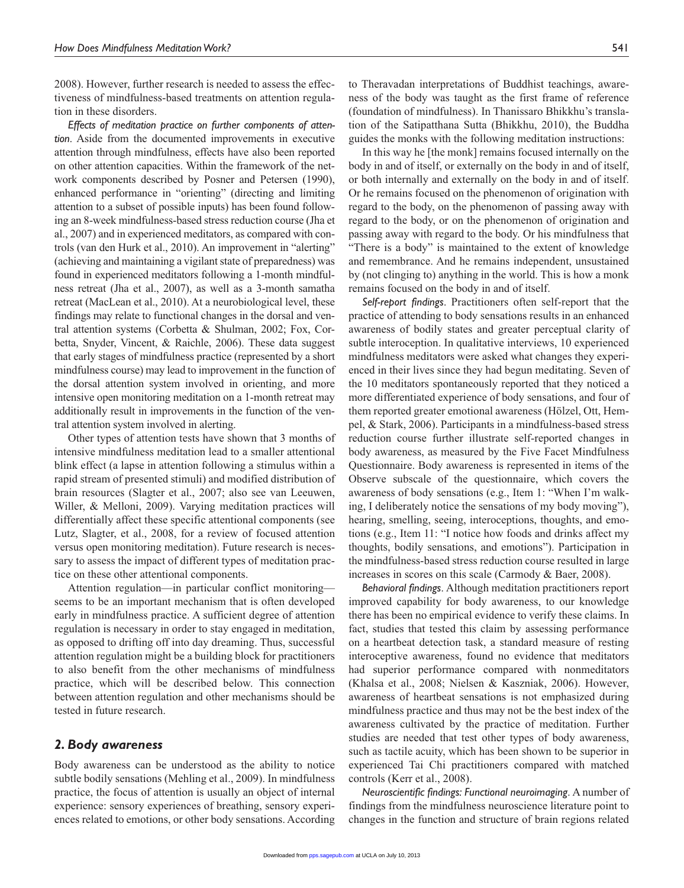2008). However, further research is needed to assess the effectiveness of mindfulness-based treatments on attention regulation in these disorders.

*Effects of meditation practice on further components of attention*. Aside from the documented improvements in executive attention through mindfulness, effects have also been reported on other attention capacities. Within the framework of the network components described by Posner and Petersen (1990), enhanced performance in "orienting" (directing and limiting attention to a subset of possible inputs) has been found following an 8-week mindfulness-based stress reduction course (Jha et al., 2007) and in experienced meditators, as compared with controls (van den Hurk et al., 2010). An improvement in "alerting" (achieving and maintaining a vigilant state of preparedness) was found in experienced meditators following a 1-month mindfulness retreat (Jha et al., 2007), as well as a 3-month samatha retreat (MacLean et al., 2010). At a neurobiological level, these findings may relate to functional changes in the dorsal and ventral attention systems (Corbetta & Shulman, 2002; Fox, Corbetta, Snyder, Vincent, & Raichle, 2006). These data suggest that early stages of mindfulness practice (represented by a short mindfulness course) may lead to improvement in the function of the dorsal attention system involved in orienting, and more intensive open monitoring meditation on a 1-month retreat may additionally result in improvements in the function of the ventral attention system involved in alerting.

Other types of attention tests have shown that 3 months of intensive mindfulness meditation lead to a smaller attentional blink effect (a lapse in attention following a stimulus within a rapid stream of presented stimuli) and modified distribution of brain resources (Slagter et al., 2007; also see van Leeuwen, Willer, & Melloni, 2009). Varying meditation practices will differentially affect these specific attentional components (see Lutz, Slagter, et al., 2008, for a review of focused attention versus open monitoring meditation). Future research is necessary to assess the impact of different types of meditation practice on these other attentional components.

Attention regulation—in particular conflict monitoring—seems to be an important mechanism that is often developed early in mindfulness practice. A sufficient degree of attention regulation is necessary in order to stay engaged in meditation, as opposed to drifting off into day dreaming. Thus, successful attention regulation might be a building block for practitioners to also benefit from the other mechanisms of mindfulness practice, which will be described below. This connection between attention regulation and other mechanisms should be tested in future research.

## 2. Body awareness

Body awareness can be understood as the ability to notice subtle bodily sensations (Mehling et al., 2009). In mindfulness practice, the focus of attention is usually an object of internal experience: sensory experiences of breathing, sensory experiences related to emotions, or other body sensations. According to Theravadan interpretations of Buddhist teachings, awareness of the body was taught as the first frame of reference (foundation of mindfulness). In Thanissaro Bhikkhu's translation of the Satipatthana Sutta (Bhikkhu, 2010), the Buddha guides the monks with the following meditation instructions:

In this way he [the monk] remains focused internally on the body in and of itself, or externally on the body in and of itself, or both internally and externally on the body in and of itself. Or he remains focused on the phenomenon of origination with regard to the body, on the phenomenon of passing away with regard to the body, or on the phenomenon of origination and passing away with regard to the body. Or his mindfulness that "There is a body" is maintained to the extent of knowledge and remembrance. And he remains independent, unsustained by (not clinging to) anything in the world. This is how a monk remains focused on the body in and of itself.

*Self-report findings*. Practitioners often self-report that the practice of attending to body sensations results in an enhanced awareness of bodily states and greater perceptual clarity of subtle interoception. In qualitative interviews, 10 experienced mindfulness meditators were asked what changes they experienced in their lives since they had begun meditating. Seven of the 10 meditators spontaneously reported that they noticed a more differentiated experience of body sensations, and four of them reported greater emotional awareness (Hölzel, Ott, Hempel, & Stark, 2006). Participants in a mindfulness-based stress reduction course further illustrate self-reported changes in body awareness, as measured by the Five Facet Mindfulness Questionnaire. Body awareness is represented in items of the Observe subscale of the questionnaire, which covers the awareness of body sensations (e.g., Item 1: "When I'm walking, I deliberately notice the sensations of my body moving"), hearing, smelling, seeing, interoceptions, thoughts, and emotions (e.g., Item 11: "I notice how foods and drinks affect my thoughts, bodily sensations, and emotions"). Participation in the mindfulness-based stress reduction course resulted in large increases in scores on this scale (Carmody & Baer, 2008).

*Behavioral findings*. Although meditation practitioners report improved capability for body awareness, to our knowledge there has been no empirical evidence to verify these claims. In fact, studies that tested this claim by assessing performance on a heartbeat detection task, a standard measure of resting interoceptive awareness, found no evidence that meditators had superior performance compared with nonmeditators (Khalsa et al., 2008; Nielsen & Kaszniak, 2006). However, awareness of heartbeat sensations is not emphasized during mindfulness practice and thus may not be the best index of the awareness cultivated by the practice of meditation. Further studies are needed that test other types of body awareness, such as tactile acuity, which has been shown to be superior in experienced Tai Chi practitioners compared with matched controls (Kerr et al., 2008).

*Neuroscientific findings: Functional neuroimaging*. A number of findings from the mindfulness neuroscience literature point to changes in the function and structure of brain regions related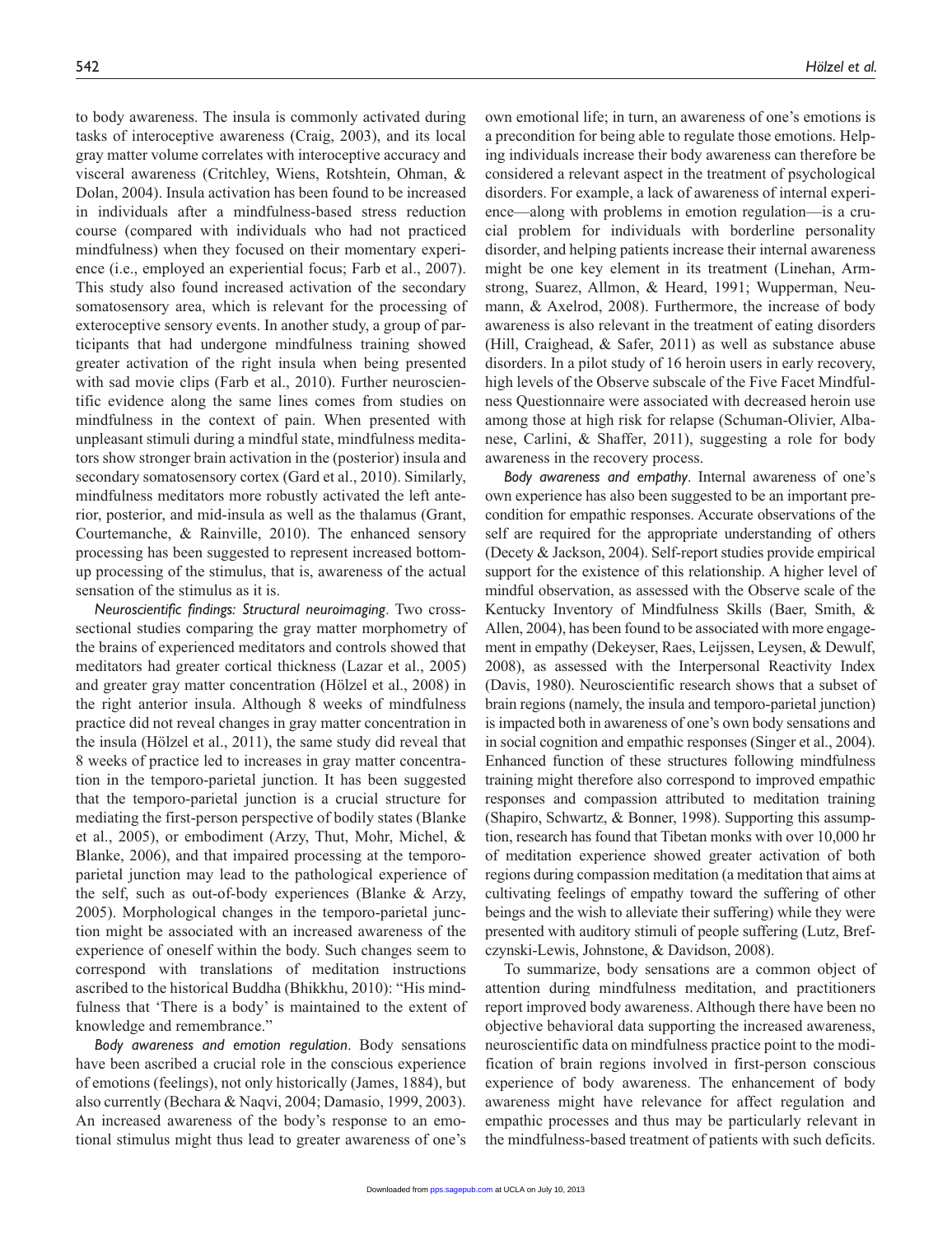to body awareness. The insula is commonly activated during tasks of interoceptive awareness (Craig, 2003), and its local gray matter volume correlates with interoceptive accuracy and visceral awareness (Critchley, Wiens, Rotshtein, Ohman, & Dolan, 2004). Insula activation has been found to be increased in individuals after a mindfulness-based stress reduction course (compared with individuals who had not practiced mindfulness) when they focused on their momentary experience (i.e., employed an experiential focus; Farb et al., 2007). This study also found increased activation of the secondary somatosensory area, which is relevant for the processing of exteroceptive sensory events. In another study, a group of participants that had undergone mindfulness training showed greater activation of the right insula when being presented with sad movie clips (Farb et al., 2010). Further neuroscientific evidence along the same lines comes from studies on mindfulness in the context of pain. When presented with unpleasant stimuli during a mindful state, mindfulness meditators show stronger brain activation in the (posterior) insula and secondary somatosensory cortex (Gard et al., 2010). Similarly, mindfulness meditators more robustly activated the left anterior, posterior, and mid-insula as well as the thalamus (Grant, Courtemanche, & Rainville, 2010). The enhanced sensory processing has been suggested to represent increased bottom-up processing of the stimulus, that is, awareness of the actual sensation of the stimulus as it is.

*Neuroscientific findings: Structural neuroimaging*. Two cross-sectional studies comparing the gray matter morphometry of the brains of experienced meditators and controls showed that meditators had greater cortical thickness (Lazar et al., 2005) and greater gray matter concentration (Hölzel et al., 2008) in the right anterior insula. Although 8 weeks of mindfulness practice did not reveal changes in gray matter concentration in the insula (Hölzel et al., 2011), the same study did reveal that 8 weeks of practice led to increases in gray matter concentration in the temporo-parietal junction. It has been suggested that the temporo-parietal junction is a crucial structure for mediating the first-person perspective of bodily states (Blanke et al., 2005), or embodiment (Arzy, Thut, Mohr, Michel, & Blanke, 2006), and that impaired processing at the temporo-parietal junction may lead to the pathological experience of the self, such as out-of-body experiences (Blanke & Arzy, 2005). Morphological changes in the temporo-parietal junction might be associated with an increased awareness of the experience of oneself within the body. Such changes seem to correspond with translations of meditation instructions ascribed to the historical Buddha (Bhikkhu, 2010): "His mindfulness that 'There is a body' is maintained to the extent of knowledge and remembrance."

*Body awareness and emotion regulation*. Body sensations have been ascribed a crucial role in the conscious experience of emotions (feelings), not only historically (James, 1884), but also currently (Bechara & Naqvi, 2004; Damasio, 1999, 2003). An increased awareness of the body's response to an emotional stimulus might thus lead to greater awareness of one's own emotional life; in turn, an awareness of one's emotions is a precondition for being able to regulate those emotions. Helping individuals increase their body awareness can therefore be considered a relevant aspect in the treatment of psychological disorders. For example, a lack of awareness of internal experience—along with problems in emotion regulation—is a crucial problem for individuals with borderline personality disorder, and helping patients increase their internal awareness might be one key element in its treatment (Linehan, Armstrong, Suarez, Allmon, & Heard, 1991; Wupperman, Neumann, & Axelrod, 2008). Furthermore, the increase of body awareness is also relevant in the treatment of eating disorders (Hill, Craighead, & Safer, 2011) as well as substance abuse disorders. In a pilot study of 16 heroin users in early recovery, high levels of the Observe subscale of the Five Facet Mindfulness Questionnaire were associated with decreased heroin use among those at high risk for relapse (Schuman-Olivier, Albanese, Carlini, & Shaffer, 2011), suggesting a role for body awareness in the recovery process.

*Body awareness and empathy*. Internal awareness of one's own experience has also been suggested to be an important precondition for empathic responses. Accurate observations of the self are required for the appropriate understanding of others (Decety & Jackson, 2004). Self-report studies provide empirical support for the existence of this relationship. A higher level of mindful observation, as assessed with the Observe scale of the Kentucky Inventory of Mindfulness Skills (Baer, Smith, & Allen, 2004), has been found to be associated with more engagement in empathy (Dekeyser, Raes, Leijssen, Leysen, & Dewulf, 2008), as assessed with the Interpersonal Reactivity Index (Davis, 1980). Neuroscientific research shows that a subset of brain regions (namely, the insula and temporo-parietal junction) is impacted both in awareness of one's own body sensations and in social cognition and empathic responses (Singer et al., 2004). Enhanced function of these structures following mindfulness training might therefore also correspond to improved empathic responses and compassion attributed to meditation training (Shapiro, Schwartz, & Bonner, 1998). Supporting this assumption, research has found that Tibetan monks with over 10,000 hr of meditation experience showed greater activation of both regions during compassion meditation (a meditation that aims at cultivating feelings of empathy toward the suffering of other beings and the wish to alleviate their suffering) while they were presented with auditory stimuli of people suffering (Lutz, Brefczynski-Lewis, Johnstone, & Davidson, 2008).

To summarize, body sensations are a common object of attention during mindfulness meditation, and practitioners report improved body awareness. Although there have been no objective behavioral data supporting the increased awareness, neuroscientific data on mindfulness practice point to the modification of brain regions involved in first-person conscious experience of body awareness. The enhancement of body awareness might have relevance for affect regulation and empathic processes and thus may be particularly relevant in the mindfulness-based treatment of patients with such deficits.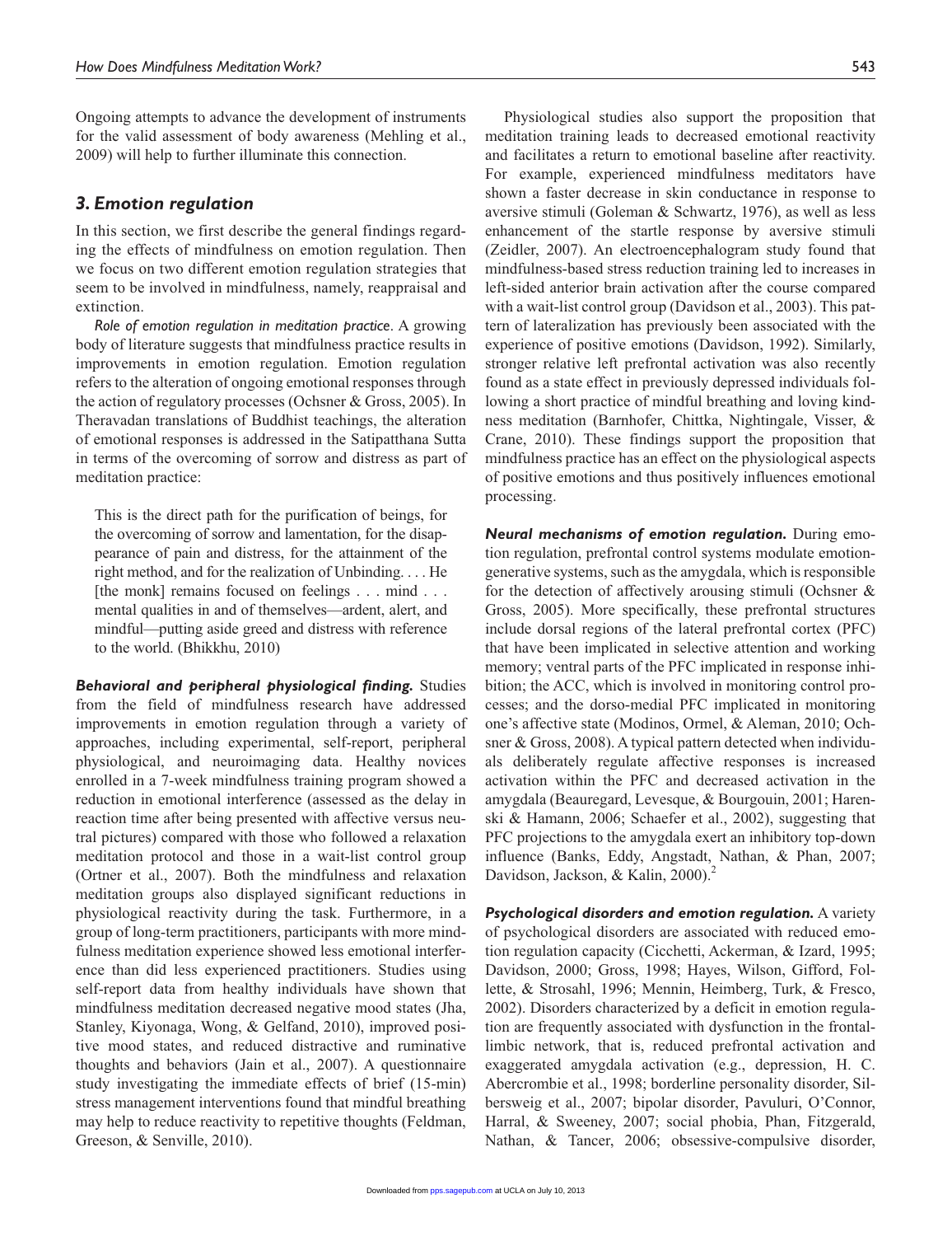Ongoing attempts to advance the development of instruments for the valid assessment of body awareness (Mehling et al., 2009) will help to further illuminate this connection.

## 3. Emotion regulation

In this section, we first describe the general findings regarding the effects of mindfulness on emotion regulation. Then we focus on two different emotion regulation strategies that seem to be involved in mindfulness, namely, reappraisal and extinction.

*Role of emotion regulation in meditation practice*. A growing body of literature suggests that mindfulness practice results in improvements in emotion regulation. Emotion regulation refers to the alteration of ongoing emotional responses through the action of regulatory processes (Ochsner & Gross, 2005). In Theravadan translations of Buddhist teachings, the alteration of emotional responses is addressed in the Satipatthana Sutta in terms of the overcoming of sorrow and distress as part of meditation practice:

> This is the direct path for the purification of beings, for the overcoming of sorrow and lamentation, for the disappearance of pain and distress, for the attainment of the right method, and for the realization of Unbinding. . . . He [the monk] remains focused on feelings . . . mind . . . mental qualities in and of themselves—ardent, alert, and mindful—putting aside greed and distress with reference to the world. (Bhikkhu, 2010)

***Behavioral and peripheral physiological finding.*** Studies from the field of mindfulness research have addressed improvements in emotion regulation through a variety of approaches, including experimental, self-report, peripheral physiological, and neuroimaging data. Healthy novices enrolled in a 7-week mindfulness training program showed a reduction in emotional interference (assessed as the delay in reaction time after being presented with affective versus neutral pictures) compared with those who followed a relaxation meditation protocol and those in a wait-list control group (Ortner et al., 2007). Both the mindfulness and relaxation meditation groups also displayed significant reductions in physiological reactivity during the task. Furthermore, in a group of long-term practitioners, participants with more mindfulness meditation experience showed less emotional interference than did less experienced practitioners. Studies using self-report data from healthy individuals have shown that mindfulness meditation decreased negative mood states (Jha, Stanley, Kiyonaga, Wong, & Gelfand, 2010), improved positive mood states, and reduced distractive and ruminative thoughts and behaviors (Jain et al., 2007). A questionnaire study investigating the immediate effects of brief (15-min) stress management interventions found that mindful breathing may help to reduce reactivity to repetitive thoughts (Feldman, Greeson, & Senville, 2010).

Physiological studies also support the proposition that meditation training leads to decreased emotional reactivity and facilitates a return to emotional baseline after reactivity. For example, experienced mindfulness meditators have shown a faster decrease in skin conductance in response to aversive stimuli (Goleman & Schwartz, 1976), as well as less enhancement of the startle response by aversive stimuli (Zeidler, 2007). An electroencephalogram study found that mindfulness-based stress reduction training led to increases in left-sided anterior brain activation after the course compared with a wait-list control group (Davidson et al., 2003). This pattern of lateralization has previously been associated with the experience of positive emotions (Davidson, 1992). Similarly, stronger relative left prefrontal activation was also recently found as a state effect in previously depressed individuals following a short practice of mindful breathing and loving kindness meditation (Barnhofer, Chittka, Nightingale, Visser, & Crane, 2010). These findings support the proposition that mindfulness practice has an effect on the physiological aspects of positive emotions and thus positively influences emotional processing.

***Neural mechanisms of emotion regulation.*** During emotion regulation, prefrontal control systems modulate emotion-generative systems, such as the amygdala, which is responsible for the detection of affectively arousing stimuli (Ochsner & Gross, 2005). More specifically, these prefrontal structures include dorsal regions of the lateral prefrontal cortex (PFC) that have been implicated in selective attention and working memory; ventral parts of the PFC implicated in response inhibition; the ACC, which is involved in monitoring control processes; and the dorso-medial PFC implicated in monitoring one's affective state (Modinos, Ormel, & Aleman, 2010; Ochsner & Gross, 2008). A typical pattern detected when individuals deliberately regulate affective responses is increased activation within the PFC and decreased activation in the amygdala (Beauregard, Levesque, & Bourgouin, 2001; Harenski & Hamann, 2006; Schaefer et al., 2002), suggesting that PFC projections to the amygdala exert an inhibitory top-down influence (Banks, Eddy, Angstadt, Nathan, & Phan, 2007; Davidson, Jackson, & Kalin, 2000).[2]

***Psychological disorders and emotion regulation.*** A variety of psychological disorders are associated with reduced emotion regulation capacity (Cicchetti, Ackerman, & Izard, 1995; Davidson, 2000; Gross, 1998; Hayes, Wilson, Gifford, Follette, & Strosahl, 1996; Mennin, Heimberg, Turk, & Fresco, 2002). Disorders characterized by a deficit in emotion regulation are frequently associated with dysfunction in the frontal-limbic network, that is, reduced prefrontal activation and exaggerated amygdala activation (e.g., depression, H. C. Abercrombie et al., 1998; borderline personality disorder, Silbersweig et al., 2007; bipolar disorder, Pavuluri, O'Connor, Harral, & Sweeney, 2007; social phobia, Phan, Fitzgerald, Nathan, & Tancer, 2006; obsessive-compulsive disorder,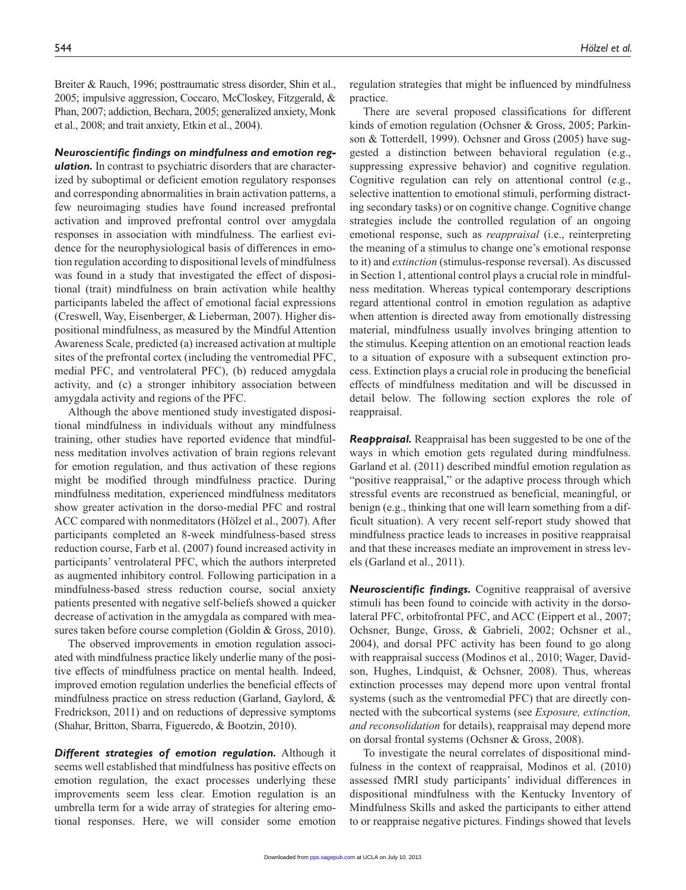Breiter & Rauch, 1996; posttraumatic stress disorder, Shin et al., 2005; impulsive aggression, Coccaro, McCloskey, Fitzgerald, & Phan, 2007; addiction, Bechara, 2005; generalized anxiety, Monk et al., 2008; and trait anxiety, Etkin et al., 2004).

***Neuroscientific findings on mindfulness and emotion regulation.*** In contrast to psychiatric disorders that are characterized by suboptimal or deficient emotion regulatory responses and corresponding abnormalities in brain activation patterns, a few neuroimaging studies have found increased prefrontal activation and improved prefrontal control over amygdala responses in association with mindfulness. The earliest evidence for the neurophysiological basis of differences in emotion regulation according to dispositional levels of mindfulness was found in a study that investigated the effect of dispositional (trait) mindfulness on brain activation while healthy participants labeled the affect of emotional facial expressions (Creswell, Way, Eisenberger, & Lieberman, 2007). Higher dispositional mindfulness, as measured by the Mindful Attention Awareness Scale, predicted (a) increased activation at multiple sites of the prefrontal cortex (including the ventromedial PFC, medial PFC, and ventrolateral PFC), (b) reduced amygdala activity, and (c) a stronger inhibitory association between amygdala activity and regions of the PFC.

Although the above mentioned study investigated dispositional mindfulness in individuals without any mindfulness training, other studies have reported evidence that mindfulness meditation involves activation of brain regions relevant for emotion regulation, and thus activation of these regions might be modified through mindfulness practice. During mindfulness meditation, experienced mindfulness meditators show greater activation in the dorso-medial PFC and rostral ACC compared with nonmeditators (Hölzel et al., 2007). After participants completed an 8-week mindfulness-based stress reduction course, Farb et al. (2007) found increased activity in participants' ventrolateral PFC, which the authors interpreted as augmented inhibitory control. Following participation in a mindfulness-based stress reduction course, social anxiety patients presented with negative self-beliefs showed a quicker decrease of activation in the amygdala as compared with measures taken before course completion (Goldin & Gross, 2010).

The observed improvements in emotion regulation associated with mindfulness practice likely underlie many of the positive effects of mindfulness practice on mental health. Indeed, improved emotion regulation underlies the beneficial effects of mindfulness practice on stress reduction (Garland, Gaylord, & Fredrickson, 2011) and on reductions of depressive symptoms (Shahar, Britton, Sbarra, Figueredo, & Bootzin, 2010).

***Different strategies of emotion regulation.*** Although it seems well established that mindfulness has positive effects on emotion regulation, the exact processes underlying these improvements seem less clear. Emotion regulation is an umbrella term for a wide array of strategies for altering emotional responses. Here, we will consider some emotion regulation strategies that might be influenced by mindfulness practice.

There are several proposed classifications for different kinds of emotion regulation (Ochsner & Gross, 2005; Parkinson & Totterdell, 1999). Ochsner and Gross (2005) have suggested a distinction between behavioral regulation (e.g., suppressing expressive behavior) and cognitive regulation. Cognitive regulation can rely on attentional control (e.g., selective inattention to emotional stimuli, performing distracting secondary tasks) or on cognitive change. Cognitive change strategies include the controlled regulation of an ongoing emotional response, such as *reappraisal* (i.e., reinterpreting the meaning of a stimulus to change one's emotional response to it) and *extinction* (stimulus-response reversal). As discussed in Section 1, attentional control plays a crucial role in mindfulness meditation. Whereas typical contemporary descriptions regard attentional control in emotion regulation as adaptive when attention is directed away from emotionally distressing material, mindfulness usually involves bringing attention to the stimulus. Keeping attention on an emotional reaction leads to a situation of exposure with a subsequent extinction process. Extinction plays a crucial role in producing the beneficial effects of mindfulness meditation and will be discussed in detail below. The following section explores the role of reappraisal.

***Reappraisal.*** Reappraisal has been suggested to be one of the ways in which emotion gets regulated during mindfulness. Garland et al. (2011) described mindful emotion regulation as "positive reappraisal," or the adaptive process through which stressful events are reconstrued as beneficial, meaningful, or benign (e.g., thinking that one will learn something from a difficult situation). A very recent self-report study showed that mindfulness practice leads to increases in positive reappraisal and that these increases mediate an improvement in stress levels (Garland et al., 2011).

***Neuroscientific findings.*** Cognitive reappraisal of aversive stimuli has been found to coincide with activity in the dorsolateral PFC, orbitofrontal PFC, and ACC (Eippert et al., 2007; Ochsner, Bunge, Gross, & Gabrieli, 2002; Ochsner et al., 2004), and dorsal PFC activity has been found to go along with reappraisal success (Modinos et al., 2010; Wager, Davidson, Hughes, Lindquist, & Ochsner, 2008). Thus, whereas extinction processes may depend more upon ventral frontal systems (such as the ventromedial PFC) that are directly connected with the subcortical systems (see *Exposure, extinction, and reconsolidation* for details), reappraisal may depend more on dorsal frontal systems (Ochsner & Gross, 2008).

To investigate the neural correlates of dispositional mindfulness in the context of reappraisal, Modinos et al. (2010) assessed fMRI study participants' individual differences in dispositional mindfulness with the Kentucky Inventory of Mindfulness Skills and asked the participants to either attend to or reappraise negative pictures. Findings showed that levels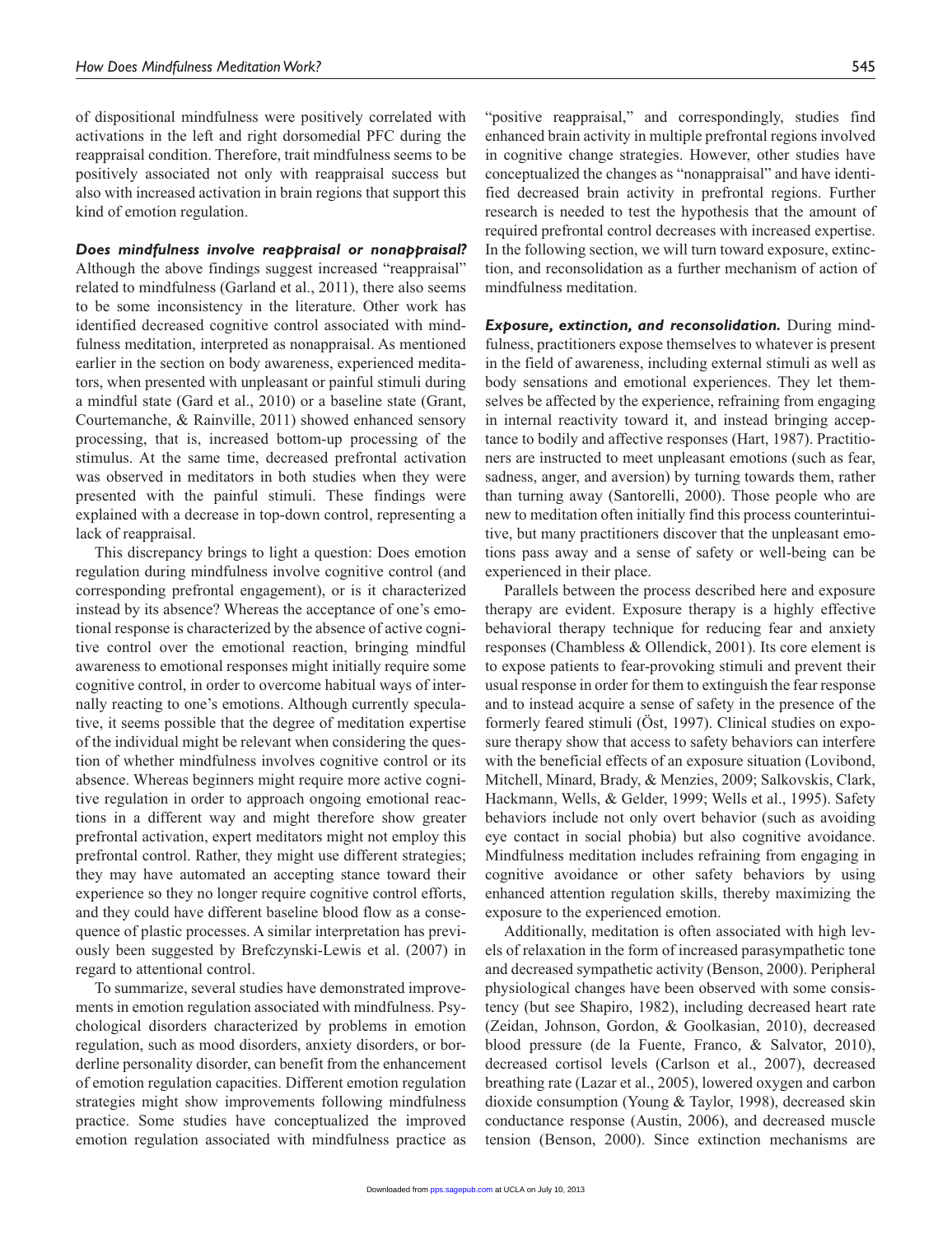of dispositional mindfulness were positively correlated with activations in the left and right dorsomedial PFC during the reappraisal condition. Therefore, trait mindfulness seems to be positively associated not only with reappraisal success but also with increased activation in brain regions that support this kind of emotion regulation.

***Does mindfulness involve reappraisal or nonappraisal?*** Although the above findings suggest increased "reappraisal" related to mindfulness (Garland et al., 2011), there also seems to be some inconsistency in the literature. Other work has identified decreased cognitive control associated with mindfulness meditation, interpreted as nonappraisal. As mentioned earlier in the section on body awareness, experienced meditators, when presented with unpleasant or painful stimuli during a mindful state (Gard et al., 2010) or a baseline state (Grant, Courtemanche, & Rainville, 2011) showed enhanced sensory processing, that is, increased bottom-up processing of the stimulus. At the same time, decreased prefrontal activation was observed in meditators in both studies when they were presented with the painful stimuli. These findings were explained with a decrease in top-down control, representing a lack of reappraisal.

This discrepancy brings to light a question: Does emotion regulation during mindfulness involve cognitive control (and corresponding prefrontal engagement), or is it characterized instead by its absence? Whereas the acceptance of one's emotional response is characterized by the absence of active cognitive control over the emotional reaction, bringing mindful awareness to emotional responses might initially require some cognitive control, in order to overcome habitual ways of internally reacting to one's emotions. Although currently speculative, it seems possible that the degree of meditation expertise of the individual might be relevant when considering the question of whether mindfulness involves cognitive control or its absence. Whereas beginners might require more active cognitive regulation in order to approach ongoing emotional reactions in a different way and might therefore show greater prefrontal activation, expert meditators might not employ this prefrontal control. Rather, they might use different strategies; they may have automated an accepting stance toward their experience so they no longer require cognitive control efforts, and they could have different baseline blood flow as a consequence of plastic processes. A similar interpretation has previously been suggested by Brefczynski-Lewis et al. (2007) in regard to attentional control.

To summarize, several studies have demonstrated improvements in emotion regulation associated with mindfulness. Psychological disorders characterized by problems in emotion regulation, such as mood disorders, anxiety disorders, or borderline personality disorder, can benefit from the enhancement of emotion regulation capacities. Different emotion regulation strategies might show improvements following mindfulness practice. Some studies have conceptualized the improved emotion regulation associated with mindfulness practice as "positive reappraisal," and correspondingly, studies find enhanced brain activity in multiple prefrontal regions involved in cognitive change strategies. However, other studies have conceptualized the changes as "nonappraisal" and have identified decreased brain activity in prefrontal regions. Further research is needed to test the hypothesis that the amount of required prefrontal control decreases with increased expertise. In the following section, we will turn toward exposure, extinction, and reconsolidation as a further mechanism of action of mindfulness meditation.

***Exposure, extinction, and reconsolidation.*** During mindfulness, practitioners expose themselves to whatever is present in the field of awareness, including external stimuli as well as body sensations and emotional experiences. They let themselves be affected by the experience, refraining from engaging in internal reactivity toward it, and instead bringing acceptance to bodily and affective responses (Hart, 1987). Practitioners are instructed to meet unpleasant emotions (such as fear, sadness, anger, and aversion) by turning towards them, rather than turning away (Santorelli, 2000). Those people who are new to meditation often initially find this process counterintuitive, but many practitioners discover that the unpleasant emotions pass away and a sense of safety or well-being can be experienced in their place.

Parallels between the process described here and exposure therapy are evident. Exposure therapy is a highly effective behavioral therapy technique for reducing fear and anxiety responses (Chambless & Ollendick, 2001). Its core element is to expose patients to fear-provoking stimuli and prevent their usual response in order for them to extinguish the fear response and to instead acquire a sense of safety in the presence of the formerly feared stimuli (Öst, 1997). Clinical studies on exposure therapy show that access to safety behaviors can interfere with the beneficial effects of an exposure situation (Lovibond, Mitchell, Minard, Brady, & Menzies, 2009; Salkovskis, Clark, Hackmann, Wells, & Gelder, 1999; Wells et al., 1995). Safety behaviors include not only overt behavior (such as avoiding eye contact in social phobia) but also cognitive avoidance. Mindfulness meditation includes refraining from engaging in cognitive avoidance or other safety behaviors by using enhanced attention regulation skills, thereby maximizing the exposure to the experienced emotion.

Additionally, meditation is often associated with high levels of relaxation in the form of increased parasympathetic tone and decreased sympathetic activity (Benson, 2000). Peripheral physiological changes have been observed with some consistency (but see Shapiro, 1982), including decreased heart rate (Zeidan, Johnson, Gordon, & Goolkasian, 2010), decreased blood pressure (de la Fuente, Franco, & Salvator, 2010), decreased cortisol levels (Carlson et al., 2007), decreased breathing rate (Lazar et al., 2005), lowered oxygen and carbon dioxide consumption (Young & Taylor, 1998), decreased skin conductance response (Austin, 2006), and decreased muscle tension (Benson, 2000). Since extinction mechanisms are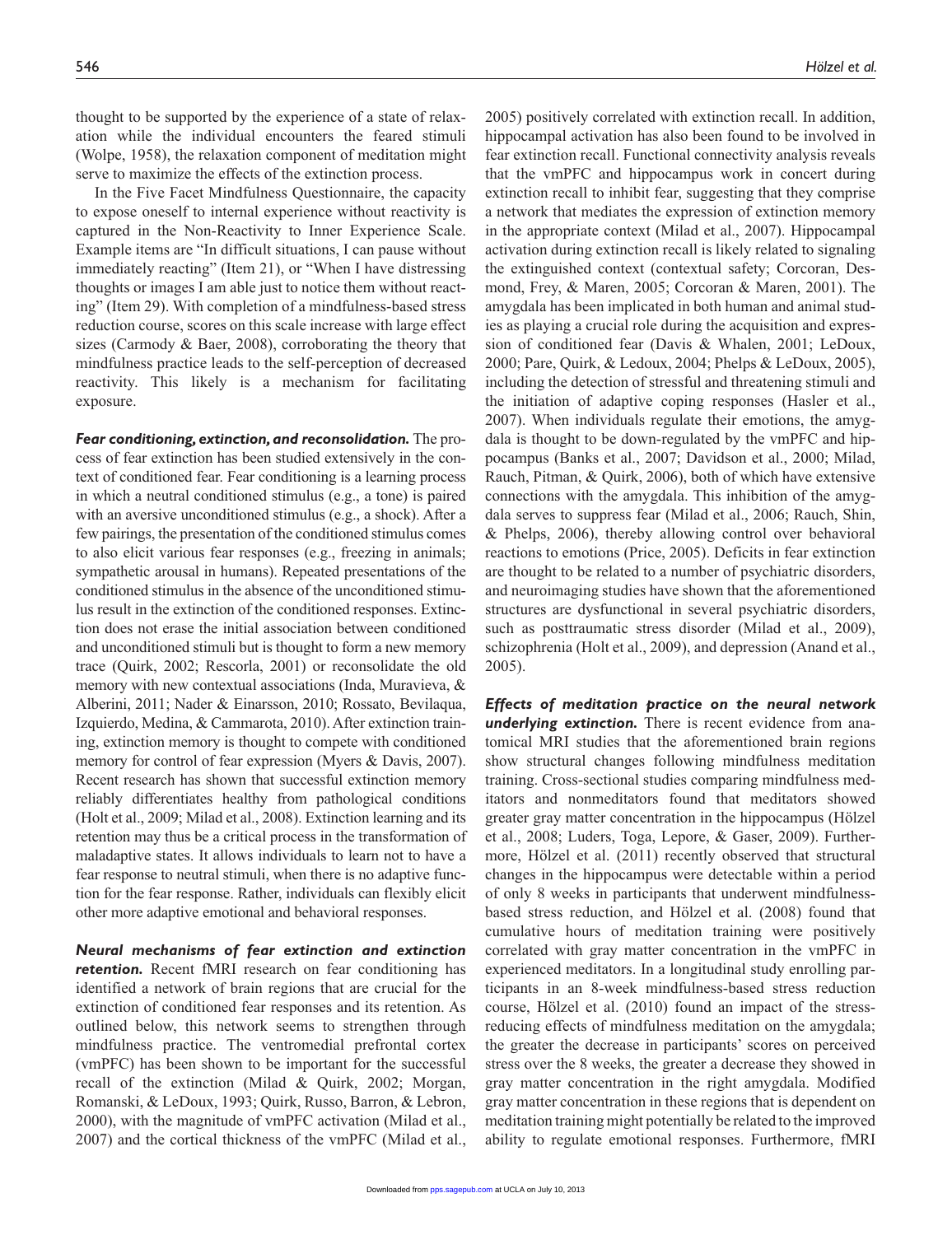thought to be supported by the experience of a state of relaxation while the individual encounters the feared stimuli (Wolpe, 1958), the relaxation component of meditation might serve to maximize the effects of the extinction process.

In the Five Facet Mindfulness Questionnaire, the capacity to expose oneself to internal experience without reactivity is captured in the Non-Reactivity to Inner Experience Scale. Example items are "In difficult situations, I can pause without immediately reacting" (Item 21), or "When I have distressing thoughts or images I am able just to notice them without reacting" (Item 29). With completion of a mindfulness-based stress reduction course, scores on this scale increase with large effect sizes (Carmody & Baer, 2008), corroborating the theory that mindfulness practice leads to the self-perception of decreased reactivity. This likely is a mechanism for facilitating exposure.

***Fear conditioning, extinction, and reconsolidation.*** The process of fear extinction has been studied extensively in the context of conditioned fear. Fear conditioning is a learning process in which a neutral conditioned stimulus (e.g., a tone) is paired with an aversive unconditioned stimulus (e.g., a shock). After a few pairings, the presentation of the conditioned stimulus comes to also elicit various fear responses (e.g., freezing in animals; sympathetic arousal in humans). Repeated presentations of the conditioned stimulus in the absence of the unconditioned stimulus result in the extinction of the conditioned responses. Extinction does not erase the initial association between conditioned and unconditioned stimuli but is thought to form a new memory trace (Quirk, 2002; Rescorla, 2001) or reconsolidate the old memory with new contextual associations (Inda, Muravieva, & Alberini, 2011; Nader & Einarsson, 2010; Rossato, Bevilaqua, Izquierdo, Medina, & Cammarota, 2010). After extinction training, extinction memory is thought to compete with conditioned memory for control of fear expression (Myers & Davis, 2007). Recent research has shown that successful extinction memory reliably differentiates healthy from pathological conditions (Holt et al., 2009; Milad et al., 2008). Extinction learning and its retention may thus be a critical process in the transformation of maladaptive states. It allows individuals to learn not to have a fear response to neutral stimuli, when there is no adaptive function for the fear response. Rather, individuals can flexibly elicit other more adaptive emotional and behavioral responses.

***Neural mechanisms of fear extinction and extinction retention.*** Recent fMRI research on fear conditioning has identified a network of brain regions that are crucial for the extinction of conditioned fear responses and its retention. As outlined below, this network seems to strengthen through mindfulness practice. The ventromedial prefrontal cortex (vmPFC) has been shown to be important for the successful recall of the extinction (Milad & Quirk, 2002; Morgan, Romanski, & LeDoux, 1993; Quirk, Russo, Barron, & Lebron, 2000), with the magnitude of vmPFC activation (Milad et al., 2007) and the cortical thickness of the vmPFC (Milad et al., 2005) positively correlated with extinction recall. In addition, hippocampal activation has also been found to be involved in fear extinction recall. Functional connectivity analysis reveals that the vmPFC and hippocampus work in concert during extinction recall to inhibit fear, suggesting that they comprise a network that mediates the expression of extinction memory in the appropriate context (Milad et al., 2007). Hippocampal activation during extinction recall is likely related to signaling the extinguished context (contextual safety; Corcoran, Desmond, Frey, & Maren, 2005; Corcoran & Maren, 2001). The amygdala has been implicated in both human and animal studies as playing a crucial role during the acquisition and expression of conditioned fear (Davis & Whalen, 2001; LeDoux, 2000; Pare, Quirk, & Ledoux, 2004; Phelps & LeDoux, 2005), including the detection of stressful and threatening stimuli and the initiation of adaptive coping responses (Hasler et al., 2007). When individuals regulate their emotions, the amygdala is thought to be down-regulated by the vmPFC and hippocampus (Banks et al., 2007; Davidson et al., 2000; Milad, Rauch, Pitman, & Quirk, 2006), both of which have extensive connections with the amygdala. This inhibition of the amygdala serves to suppress fear (Milad et al., 2006; Rauch, Shin, & Phelps, 2006), thereby allowing control over behavioral reactions to emotions (Price, 2005). Deficits in fear extinction are thought to be related to a number of psychiatric disorders, and neuroimaging studies have shown that the aforementioned structures are dysfunctional in several psychiatric disorders, such as posttraumatic stress disorder (Milad et al., 2009), schizophrenia (Holt et al., 2009), and depression (Anand et al., 2005).

***Effects of meditation practice on the neural network underlying extinction.*** There is recent evidence from anatomical MRI studies that the aforementioned brain regions show structural changes following mindfulness meditation training. Cross-sectional studies comparing mindfulness meditators and nonmeditators found that meditators showed greater gray matter concentration in the hippocampus (Hölzel et al., 2008; Luders, Toga, Lepore, & Gaser, 2009). Furthermore, Hölzel et al. (2011) recently observed that structural changes in the hippocampus were detectable within a period of only 8 weeks in participants that underwent mindfulness-based stress reduction, and Hölzel et al. (2008) found that cumulative hours of meditation training were positively correlated with gray matter concentration in the vmPFC in experienced meditators. In a longitudinal study enrolling participants in an 8-week mindfulness-based stress reduction course, Hölzel et al. (2010) found an impact of the stress-reducing effects of mindfulness meditation on the amygdala; the greater the decrease in participants' scores on perceived stress over the 8 weeks, the greater a decrease they showed in gray matter concentration in the right amygdala. Modified gray matter concentration in these regions that is dependent on meditation training might potentially be related to the improved ability to regulate emotional responses. Furthermore, fMRI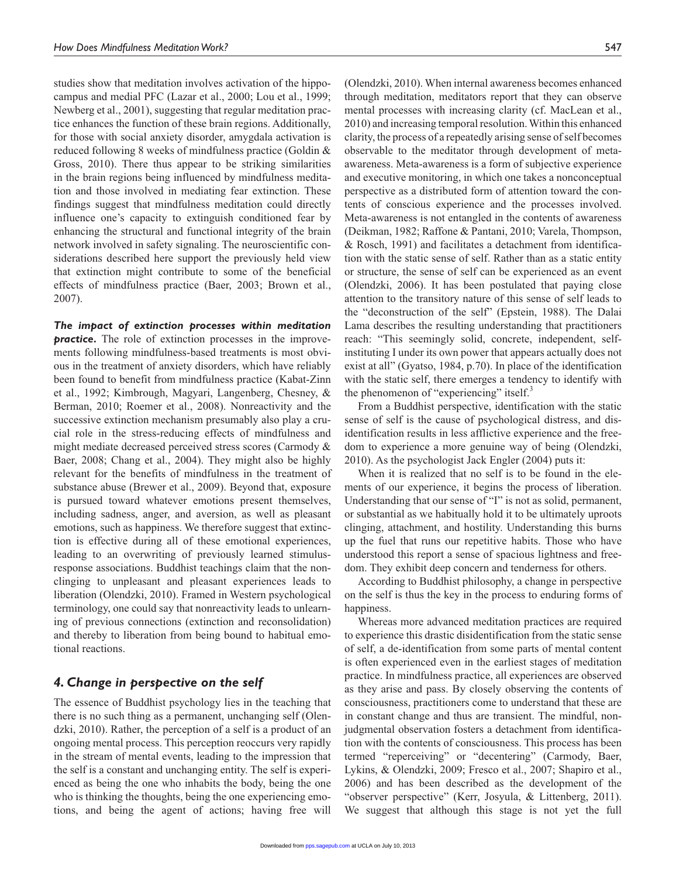studies show that meditation involves activation of the hippocampus and medial PFC (Lazar et al., 2000; Lou et al., 1999; Newberg et al., 2001), suggesting that regular meditation practice enhances the function of these brain regions. Additionally, for those with social anxiety disorder, amygdala activation is reduced following 8 weeks of mindfulness practice (Goldin & Gross, 2010). There thus appear to be striking similarities in the brain regions being influenced by mindfulness meditation and those involved in mediating fear extinction. These findings suggest that mindfulness meditation could directly influence one's capacity to extinguish conditioned fear by enhancing the structural and functional integrity of the brain network involved in safety signaling. The neuroscientific considerations described here support the previously held view that extinction might contribute to some of the beneficial effects of mindfulness practice (Baer, 2003; Brown et al., 2007).

***The impact of extinction processes within meditation practice.*** The role of extinction processes in the improvements following mindfulness-based treatments is most obvious in the treatment of anxiety disorders, which have reliably been found to benefit from mindfulness practice (Kabat-Zinn et al., 1992; Kimbrough, Magyari, Langenberg, Chesney, & Berman, 2010; Roemer et al., 2008). Nonreactivity and the successive extinction mechanism presumably also play a crucial role in the stress-reducing effects of mindfulness and might mediate decreased perceived stress scores (Carmody & Baer, 2008; Chang et al., 2004). They might also be highly relevant for the benefits of mindfulness in the treatment of substance abuse (Brewer et al., 2009). Beyond that, exposure is pursued toward whatever emotions present themselves, including sadness, anger, and aversion, as well as pleasant emotions, such as happiness. We therefore suggest that extinction is effective during all of these emotional experiences, leading to an overwriting of previously learned stimulus-response associations. Buddhist teachings claim that the nonclinging to unpleasant and pleasant experiences leads to liberation (Olendzki, 2010). Framed in Western psychological terminology, one could say that nonreactivity leads to unlearning of previous connections (extinction and reconsolidation) and thereby to liberation from being bound to habitual emotional reactions.

## *4. Change in perspective on the self*

The essence of Buddhist psychology lies in the teaching that there is no such thing as a permanent, unchanging self (Olendzki, 2010). Rather, the perception of a self is a product of an ongoing mental process. This perception reoccurs very rapidly in the stream of mental events, leading to the impression that the self is a constant and unchanging entity. The self is experienced as being the one who inhabits the body, being the one who is thinking the thoughts, being the one experiencing emotions, and being the agent of actions; having free will (Olendzki, 2010). When internal awareness becomes enhanced through meditation, meditators report that they can observe mental processes with increasing clarity (cf. MacLean et al., 2010) and increasing temporal resolution. Within this enhanced clarity, the process of a repeatedly arising sense of self becomes observable to the meditator through development of meta-awareness. Meta-awareness is a form of subjective experience and executive monitoring, in which one takes a nonconceptual perspective as a distributed form of attention toward the contents of conscious experience and the processes involved. Meta-awareness is not entangled in the contents of awareness (Deikman, 1982; Raffone & Pantani, 2010; Varela, Thompson, & Rosch, 1991) and facilitates a detachment from identification with the static sense of self. Rather than as a static entity or structure, the sense of self can be experienced as an event (Olendzki, 2006). It has been postulated that paying close attention to the transitory nature of this sense of self leads to the "deconstruction of the self" (Epstein, 1988). The Dalai Lama describes the resulting understanding that practitioners reach: "This seemingly solid, concrete, independent, self-instituting I under its own power that appears actually does not exist at all" (Gyatso, 1984, p.70). In place of the identification with the static self, there emerges a tendency to identify with the phenomenon of "experiencing" itself.[3]

From a Buddhist perspective, identification with the static sense of self is the cause of psychological distress, and disidentification results in less afflictive experience and the freedom to experience a more genuine way of being (Olendzki, 2010). As the psychologist Jack Engler (2004) puts it:

When it is realized that no self is to be found in the elements of our experience, it begins the process of liberation. Understanding that our sense of "I" is not as solid, permanent, or substantial as we habitually hold it to be ultimately uproots clinging, attachment, and hostility. Understanding this burns up the fuel that runs our repetitive habits. Those who have understood this report a sense of spacious lightness and freedom. They exhibit deep concern and tenderness for others.

According to Buddhist philosophy, a change in perspective on the self is thus the key in the process to enduring forms of happiness.

Whereas more advanced meditation practices are required to experience this drastic disidentification from the static sense of self, a de-identification from some parts of mental content is often experienced even in the earliest stages of meditation practice. In mindfulness practice, all experiences are observed as they arise and pass. By closely observing the contents of consciousness, practitioners come to understand that these are in constant change and thus are transient. The mindful, nonjudgmental observation fosters a detachment from identification with the contents of consciousness. This process has been termed "reperceiving" or "decentering" (Carmody, Baer, Lykins, & Olendzki, 2009; Fresco et al., 2007; Shapiro et al., 2006) and has been described as the development of the "observer perspective" (Kerr, Josyula, & Littenberg, 2011). We suggest that although this stage is not yet the full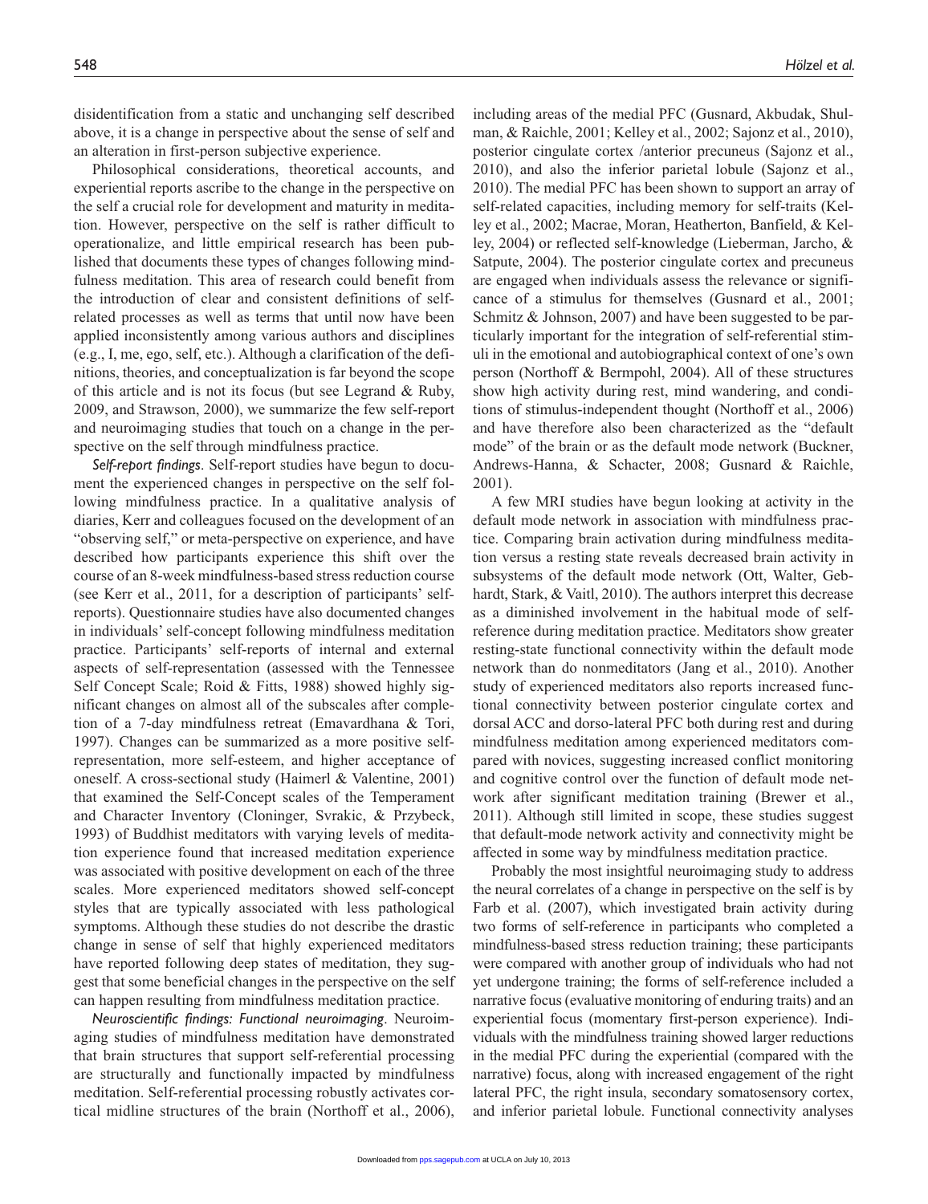disidentification from a static and unchanging self described above, it is a change in perspective about the sense of self and an alteration in first-person subjective experience.

Philosophical considerations, theoretical accounts, and experiential reports ascribe to the change in the perspective on the self a crucial role for development and maturity in meditation. However, perspective on the self is rather difficult to operationalize, and little empirical research has been published that documents these types of changes following mindfulness meditation. This area of research could benefit from the introduction of clear and consistent definitions of self-related processes as well as terms that until now have been applied inconsistently among various authors and disciplines (e.g., I, me, ego, self, etc.). Although a clarification of the definitions, theories, and conceptualization is far beyond the scope of this article and is not its focus (but see Legrand & Ruby, 2009, and Strawson, 2000), we summarize the few self-report and neuroimaging studies that touch on a change in the perspective on the self through mindfulness practice.

*Self-report findings*. Self-report studies have begun to document the experienced changes in perspective on the self following mindfulness practice. In a qualitative analysis of diaries, Kerr and colleagues focused on the development of an "observing self," or meta-perspective on experience, and have described how participants experience this shift over the course of an 8-week mindfulness-based stress reduction course (see Kerr et al., 2011, for a description of participants' self-reports). Questionnaire studies have also documented changes in individuals' self-concept following mindfulness meditation practice. Participants' self-reports of internal and external aspects of self-representation (assessed with the Tennessee Self Concept Scale; Roid & Fitts, 1988) showed highly significant changes on almost all of the subscales after completion of a 7-day mindfulness retreat (Emavardhana & Tori, 1997). Changes can be summarized as a more positive self-representation, more self-esteem, and higher acceptance of oneself. A cross-sectional study (Haimerl & Valentine, 2001) that examined the Self-Concept scales of the Temperament and Character Inventory (Cloninger, Svrakic, & Przybeck, 1993) of Buddhist meditators with varying levels of meditation experience found that increased meditation experience was associated with positive development on each of the three scales. More experienced meditators showed self-concept styles that are typically associated with less pathological symptoms. Although these studies do not describe the drastic change in sense of self that highly experienced meditators have reported following deep states of meditation, they suggest that some beneficial changes in the perspective on the self can happen resulting from mindfulness meditation practice.

*Neuroscientific findings: Functional neuroimaging*. Neuroimaging studies of mindfulness meditation have demonstrated that brain structures that support self-referential processing are structurally and functionally impacted by mindfulness meditation. Self-referential processing robustly activates cortical midline structures of the brain (Northoff et al., 2006), including areas of the medial PFC (Gusnard, Akbudak, Shulman, & Raichle, 2001; Kelley et al., 2002; Sajonz et al., 2010), posterior cingulate cortex /anterior precuneus (Sajonz et al., 2010), and also the inferior parietal lobule (Sajonz et al., 2010). The medial PFC has been shown to support an array of self-related capacities, including memory for self-traits (Kelley et al., 2002; Macrae, Moran, Heatherton, Banfield, & Kelley, 2004) or reflected self-knowledge (Lieberman, Jarcho, & Satpute, 2004). The posterior cingulate cortex and precuneus are engaged when individuals assess the relevance or significance of a stimulus for themselves (Gusnard et al., 2001; Schmitz & Johnson, 2007) and have been suggested to be particularly important for the integration of self-referential stimuli in the emotional and autobiographical context of one's own person (Northoff & Bermpohl, 2004). All of these structures show high activity during rest, mind wandering, and conditions of stimulus-independent thought (Northoff et al., 2006) and have therefore also been characterized as the "default mode" of the brain or as the default mode network (Buckner, Andrews-Hanna, & Schacter, 2008; Gusnard & Raichle, 2001).

A few MRI studies have begun looking at activity in the default mode network in association with mindfulness practice. Comparing brain activation during mindfulness meditation versus a resting state reveals decreased brain activity in subsystems of the default mode network (Ott, Walter, Gebhardt, Stark, & Vaitl, 2010). The authors interpret this decrease as a diminished involvement in the habitual mode of self-reference during meditation practice. Meditators show greater resting-state functional connectivity within the default mode network than do nonmeditators (Jang et al., 2010). Another study of experienced meditators also reports increased functional connectivity between posterior cingulate cortex and dorsal ACC and dorso-lateral PFC both during rest and during mindfulness meditation among experienced meditators compared with novices, suggesting increased conflict monitoring and cognitive control over the function of default mode network after significant meditation training (Brewer et al., 2011). Although still limited in scope, these studies suggest that default-mode network activity and connectivity might be affected in some way by mindfulness meditation practice.

Probably the most insightful neuroimaging study to address the neural correlates of a change in perspective on the self is by Farb et al. (2007), which investigated brain activity during two forms of self-reference in participants who completed a mindfulness-based stress reduction training; these participants were compared with another group of individuals who had not yet undergone training; the forms of self-reference included a narrative focus (evaluative monitoring of enduring traits) and an experiential focus (momentary first-person experience). Individuals with the mindfulness training showed larger reductions in the medial PFC during the experiential (compared with the narrative) focus, along with increased engagement of the right lateral PFC, the right insula, secondary somatosensory cortex, and inferior parietal lobule. Functional connectivity analyses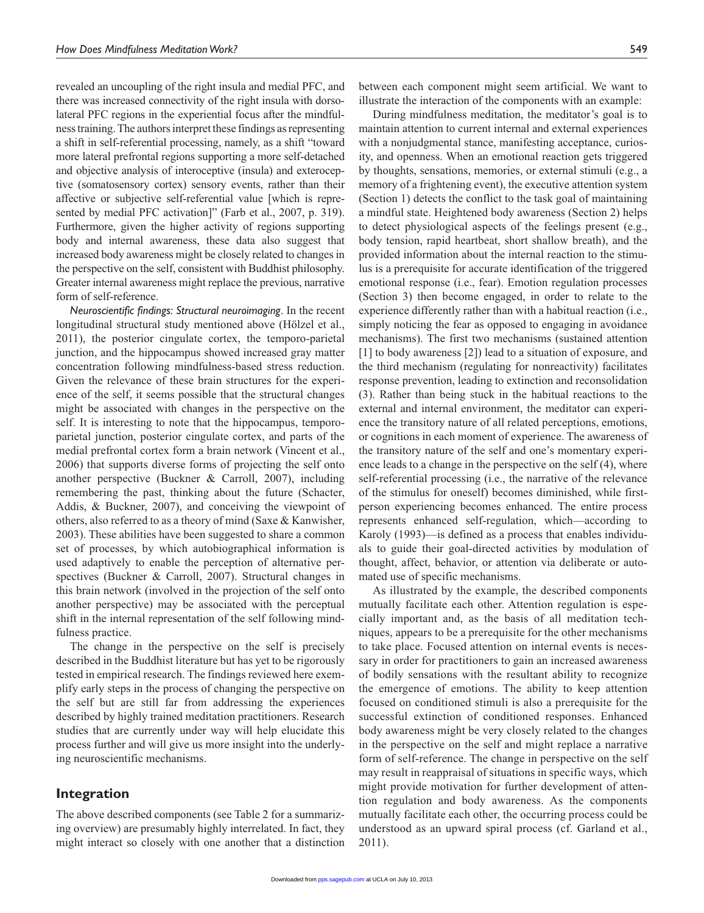revealed an uncoupling of the right insula and medial PFC, and there was increased connectivity of the right insula with dorsolateral PFC regions in the experiential focus after the mindfulness training. The authors interpret these findings as representing a shift in self-referential processing, namely, as a shift "toward more lateral prefrontal regions supporting a more self-detached and objective analysis of interoceptive (insula) and exteroceptive (somatosensory cortex) sensory events, rather than their affective or subjective self-referential value [which is represented by medial PFC activation]" (Farb et al., 2007, p. 319). Furthermore, given the higher activity of regions supporting body and internal awareness, these data also suggest that increased body awareness might be closely related to changes in the perspective on the self, consistent with Buddhist philosophy. Greater internal awareness might replace the previous, narrative form of self-reference.

*Neuroscientific findings: Structural neuroimaging*. In the recent longitudinal structural study mentioned above (Hölzel et al., 2011), the posterior cingulate cortex, the temporo-parietal junction, and the hippocampus showed increased gray matter concentration following mindfulness-based stress reduction. Given the relevance of these brain structures for the experience of the self, it seems possible that the structural changes might be associated with changes in the perspective on the self. It is interesting to note that the hippocampus, temporo-parietal junction, posterior cingulate cortex, and parts of the medial prefrontal cortex form a brain network (Vincent et al., 2006) that supports diverse forms of projecting the self onto another perspective (Buckner & Carroll, 2007), including remembering the past, thinking about the future (Schacter, Addis, & Buckner, 2007), and conceiving the viewpoint of others, also referred to as a theory of mind (Saxe & Kanwisher, 2003). These abilities have been suggested to share a common set of processes, by which autobiographical information is used adaptively to enable the perception of alternative perspectives (Buckner & Carroll, 2007). Structural changes in this brain network (involved in the projection of the self onto another perspective) may be associated with the perceptual shift in the internal representation of the self following mindfulness practice.

The change in the perspective on the self is precisely described in the Buddhist literature but has yet to be rigorously tested in empirical research. The findings reviewed here exemplify early steps in the process of changing the perspective on the self but are still far from addressing the experiences described by highly trained meditation practitioners. Research studies that are currently under way will help elucidate this process further and will give us more insight into the underlying neuroscientific mechanisms.

## Integration

The above described components (see Table 2 for a summarizing overview) are presumably highly interrelated. In fact, they might interact so closely with one another that a distinction between each component might seem artificial. We want to illustrate the interaction of the components with an example:

During mindfulness meditation, the meditator's goal is to maintain attention to current internal and external experiences with a nonjudgmental stance, manifesting acceptance, curiosity, and openness. When an emotional reaction gets triggered by thoughts, sensations, memories, or external stimuli (e.g., a memory of a frightening event), the executive attention system (Section 1) detects the conflict to the task goal of maintaining a mindful state. Heightened body awareness (Section 2) helps to detect physiological aspects of the feelings present (e.g., body tension, rapid heartbeat, short shallow breath), and the provided information about the internal reaction to the stimulus is a prerequisite for accurate identification of the triggered emotional response (i.e., fear). Emotion regulation processes (Section 3) then become engaged, in order to relate to the experience differently rather than with a habitual reaction (i.e., simply noticing the fear as opposed to engaging in avoidance mechanisms). The first two mechanisms (sustained attention [1] to body awareness [2]) lead to a situation of exposure, and the third mechanism (regulating for nonreactivity) facilitates response prevention, leading to extinction and reconsolidation (3). Rather than being stuck in the habitual reactions to the external and internal environment, the meditator can experience the transitory nature of all related perceptions, emotions, or cognitions in each moment of experience. The awareness of the transitory nature of the self and one's momentary experience leads to a change in the perspective on the self (4), where self-referential processing (i.e., the narrative of the relevance of the stimulus for oneself) becomes diminished, while first-person experiencing becomes enhanced. The entire process represents enhanced self-regulation, which—according to Karoly (1993)—is defined as a process that enables individuals to guide their goal-directed activities by modulation of thought, affect, behavior, or attention via deliberate or automated use of specific mechanisms.

As illustrated by the example, the described components mutually facilitate each other. Attention regulation is especially important and, as the basis of all meditation techniques, appears to be a prerequisite for the other mechanisms to take place. Focused attention on internal events is necessary in order for practitioners to gain an increased awareness of bodily sensations with the resultant ability to recognize the emergence of emotions. The ability to keep attention focused on conditioned stimuli is also a prerequisite for the successful extinction of conditioned responses. Enhanced body awareness might be very closely related to the changes in the perspective on the self and might replace a narrative form of self-reference. The change in perspective on the self may result in reappraisal of situations in specific ways, which might provide motivation for further development of attention regulation and body awareness. As the components mutually facilitate each other, the occurring process could be understood as an upward spiral process (cf. Garland et al., 2011).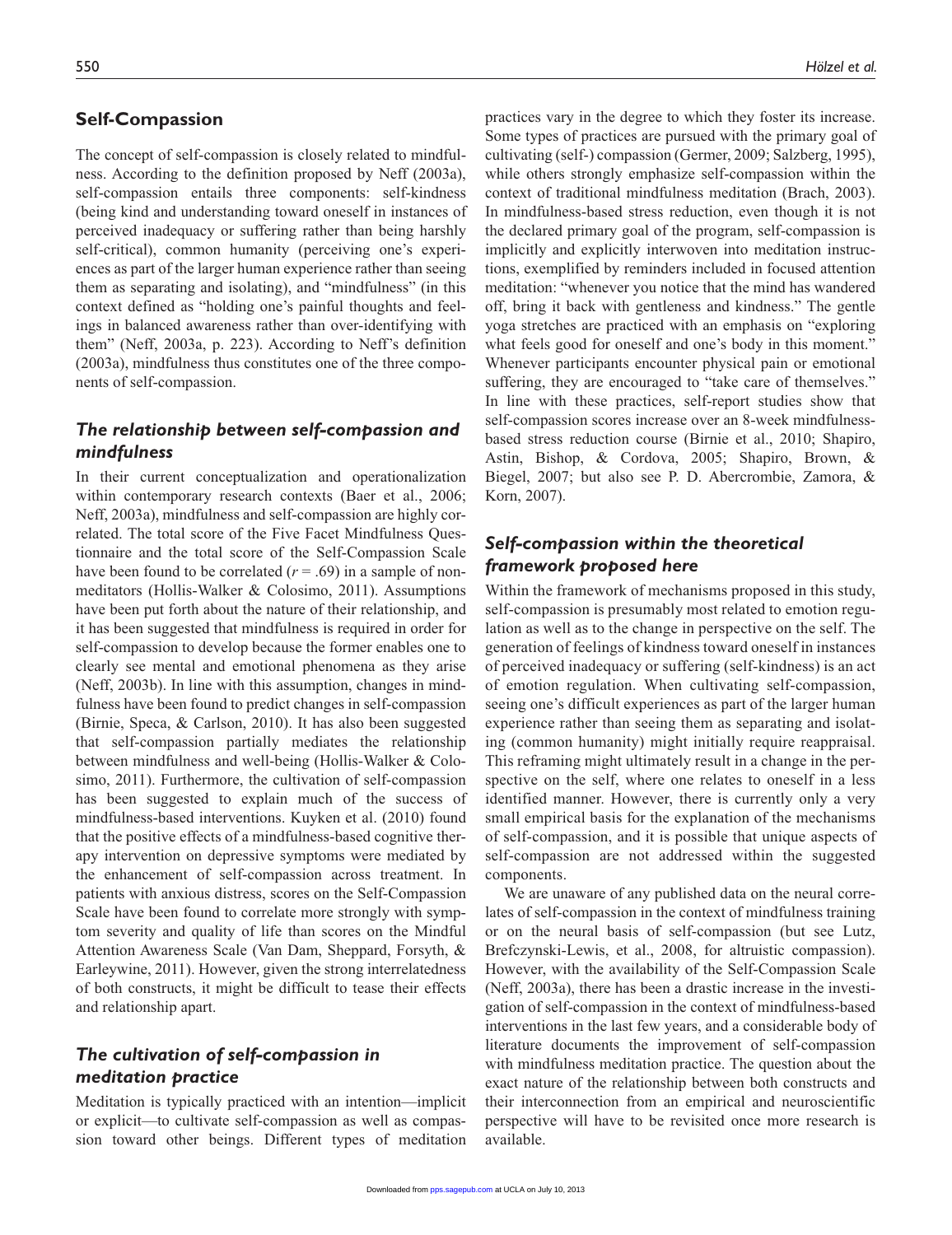## Self-Compassion

The concept of self-compassion is closely related to mindfulness. According to the definition proposed by Neff (2003a), self-compassion entails three components: self-kindness (being kind and understanding toward oneself in instances of perceived inadequacy or suffering rather than being harshly self-critical), common humanity (perceiving one's experiences as part of the larger human experience rather than seeing them as separating and isolating), and "mindfulness" (in this context defined as "holding one's painful thoughts and feelings in balanced awareness rather than over-identifying with them" (Neff, 2003a, p. 223). According to Neff's definition (2003a), mindfulness thus constitutes one of the three components of self-compassion.

### *The relationship between self-compassion and mindfulness*

In their current conceptualization and operationalization within contemporary research contexts (Baer et al., 2006; Neff, 2003a), mindfulness and self-compassion are highly correlated. The total score of the Five Facet Mindfulness Questionnaire and the total score of the Self-Compassion Scale have been found to be correlated ($r = .69$) in a sample of non-meditators (Hollis-Walker & Colosimo, 2011). Assumptions have been put forth about the nature of their relationship, and it has been suggested that mindfulness is required in order for self-compassion to develop because the former enables one to clearly see mental and emotional phenomena as they arise (Neff, 2003b). In line with this assumption, changes in mindfulness have been found to predict changes in self-compassion (Birnie, Speca, & Carlson, 2010). It has also been suggested that self-compassion partially mediates the relationship between mindfulness and well-being (Hollis-Walker & Colosimo, 2011). Furthermore, the cultivation of self-compassion has been suggested to explain much of the success of mindfulness-based interventions. Kuyken et al. (2010) found that the positive effects of a mindfulness-based cognitive therapy intervention on depressive symptoms were mediated by the enhancement of self-compassion across treatment. In patients with anxious distress, scores on the Self-Compassion Scale have been found to correlate more strongly with symptom severity and quality of life than scores on the Mindful Attention Awareness Scale (Van Dam, Sheppard, Forsyth, & Earleywine, 2011). However, given the strong interrelatedness of both constructs, it might be difficult to tease their effects and relationship apart.

### *The cultivation of self-compassion in meditation practice*

Meditation is typically practiced with an intention—implicit or explicit—to cultivate self-compassion as well as compassion toward other beings. Different types of meditation practices vary in the degree to which they foster its increase. Some types of practices are pursued with the primary goal of cultivating (self-) compassion (Germer, 2009; Salzberg, 1995), while others strongly emphasize self-compassion within the context of traditional mindfulness meditation (Brach, 2003). In mindfulness-based stress reduction, even though it is not the declared primary goal of the program, self-compassion is implicitly and explicitly interwoven into meditation instructions, exemplified by reminders included in focused attention meditation: "whenever you notice that the mind has wandered off, bring it back with gentleness and kindness." The gentle yoga stretches are practiced with an emphasis on "exploring what feels good for oneself and one's body in this moment." Whenever participants encounter physical pain or emotional suffering, they are encouraged to "take care of themselves." In line with these practices, self-report studies show that self-compassion scores increase over an 8-week mindfulness-based stress reduction course (Birnie et al., 2010; Shapiro, Astin, Bishop, & Cordova, 2005; Shapiro, Brown, & Biegel, 2007; but also see P. D. Abercrombie, Zamora, & Korn, 2007).

### *Self-compassion within the theoretical framework proposed here*

Within the framework of mechanisms proposed in this study, self-compassion is presumably most related to emotion regulation as well as to the change in perspective on the self. The generation of feelings of kindness toward oneself in instances of perceived inadequacy or suffering (self-kindness) is an act of emotion regulation. When cultivating self-compassion, seeing one's difficult experiences as part of the larger human experience rather than seeing them as separating and isolating (common humanity) might initially require reappraisal. This reframing might ultimately result in a change in the perspective on the self, where one relates to oneself in a less identified manner. However, there is currently only a very small empirical basis for the explanation of the mechanisms of self-compassion, and it is possible that unique aspects of self-compassion are not addressed within the suggested components.

We are unaware of any published data on the neural correlates of self-compassion in the context of mindfulness training or on the neural basis of self-compassion (but see Lutz, Brefczynski-Lewis, et al., 2008, for altruistic compassion). However, with the availability of the Self-Compassion Scale (Neff, 2003a), there has been a drastic increase in the investigation of self-compassion in the context of mindfulness-based interventions in the last few years, and a considerable body of literature documents the improvement of self-compassion with mindfulness meditation practice. The question about the exact nature of the relationship between both constructs and their interconnection from an empirical and neuroscientific perspective will have to be revisited once more research is available.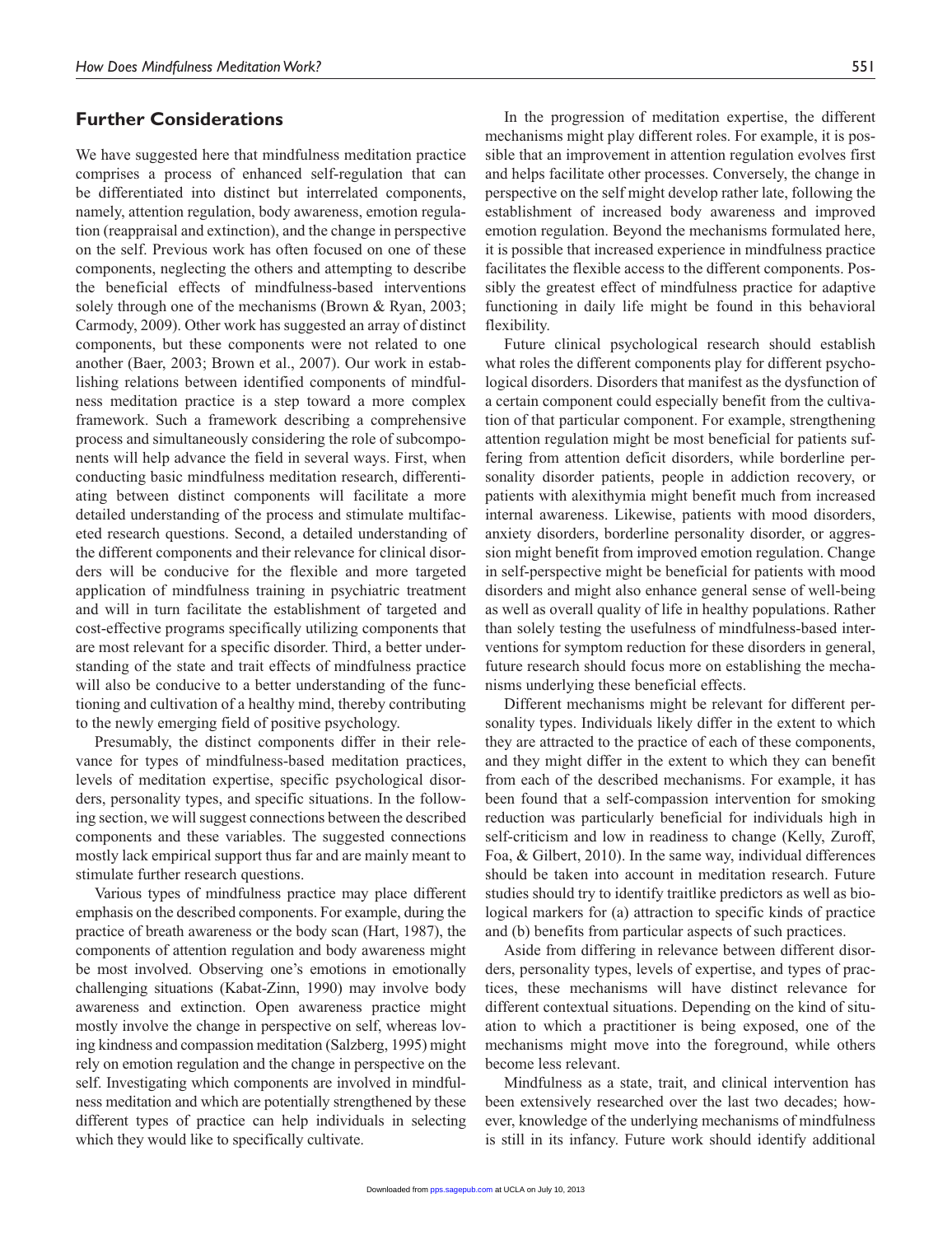## Further Considerations

We have suggested here that mindfulness meditation practice comprises a process of enhanced self-regulation that can be differentiated into distinct but interrelated components, namely, attention regulation, body awareness, emotion regulation (reappraisal and extinction), and the change in perspective on the self. Previous work has often focused on one of these components, neglecting the others and attempting to describe the beneficial effects of mindfulness-based interventions solely through one of the mechanisms (Brown & Ryan, 2003; Carmody, 2009). Other work has suggested an array of distinct components, but these components were not related to one another (Baer, 2003; Brown et al., 2007). Our work in establishing relations between identified components of mindfulness meditation practice is a step toward a more complex framework. Such a framework describing a comprehensive process and simultaneously considering the role of subcomponents will help advance the field in several ways. First, when conducting basic mindfulness meditation research, differentiating between distinct components will facilitate a more detailed understanding of the process and stimulate multifaceted research questions. Second, a detailed understanding of the different components and their relevance for clinical disorders will be conducive for the flexible and more targeted application of mindfulness training in psychiatric treatment and will in turn facilitate the establishment of targeted and cost-effective programs specifically utilizing components that are most relevant for a specific disorder. Third, a better understanding of the state and trait effects of mindfulness practice will also be conducive to a better understanding of the functioning and cultivation of a healthy mind, thereby contributing to the newly emerging field of positive psychology.

Presumably, the distinct components differ in their relevance for types of mindfulness-based meditation practices, levels of meditation expertise, specific psychological disorders, personality types, and specific situations. In the following section, we will suggest connections between the described components and these variables. The suggested connections mostly lack empirical support thus far and are mainly meant to stimulate further research questions.

Various types of mindfulness practice may place different emphasis on the described components. For example, during the practice of breath awareness or the body scan (Hart, 1987), the components of attention regulation and body awareness might be most involved. Observing one's emotions in emotionally challenging situations (Kabat-Zinn, 1990) may involve body awareness and extinction. Open awareness practice might mostly involve the change in perspective on self, whereas loving kindness and compassion meditation (Salzberg, 1995) might rely on emotion regulation and the change in perspective on the self. Investigating which components are involved in mindfulness meditation and which are potentially strengthened by these different types of practice can help individuals in selecting which they would like to specifically cultivate.

In the progression of meditation expertise, the different mechanisms might play different roles. For example, it is possible that an improvement in attention regulation evolves first and helps facilitate other processes. Conversely, the change in perspective on the self might develop rather late, following the establishment of increased body awareness and improved emotion regulation. Beyond the mechanisms formulated here, it is possible that increased experience in mindfulness practice facilitates the flexible access to the different components. Possibly the greatest effect of mindfulness practice for adaptive functioning in daily life might be found in this behavioral flexibility.

Future clinical psychological research should establish what roles the different components play for different psychological disorders. Disorders that manifest as the dysfunction of a certain component could especially benefit from the cultivation of that particular component. For example, strengthening attention regulation might be most beneficial for patients suffering from attention deficit disorders, while borderline personality disorder patients, people in addiction recovery, or patients with alexithymia might benefit much from increased internal awareness. Likewise, patients with mood disorders, anxiety disorders, borderline personality disorder, or aggression might benefit from improved emotion regulation. Change in self-perspective might be beneficial for patients with mood disorders and might also enhance general sense of well-being as well as overall quality of life in healthy populations. Rather than solely testing the usefulness of mindfulness-based interventions for symptom reduction for these disorders in general, future research should focus more on establishing the mechanisms underlying these beneficial effects.

Different mechanisms might be relevant for different personality types. Individuals likely differ in the extent to which they are attracted to the practice of each of these components, and they might differ in the extent to which they can benefit from each of the described mechanisms. For example, it has been found that a self-compassion intervention for smoking reduction was particularly beneficial for individuals high in self-criticism and low in readiness to change (Kelly, Zuroff, Foa, & Gilbert, 2010). In the same way, individual differences should be taken into account in meditation research. Future studies should try to identify traitlike predictors as well as biological markers for (a) attraction to specific kinds of practice and (b) benefits from particular aspects of such practices.

Aside from differing in relevance between different disorders, personality types, levels of expertise, and types of practices, these mechanisms will have distinct relevance for different contextual situations. Depending on the kind of situation to which a practitioner is being exposed, one of the mechanisms might move into the foreground, while others become less relevant.

Mindfulness as a state, trait, and clinical intervention has been extensively researched over the last two decades; however, knowledge of the underlying mechanisms of mindfulness is still in its infancy. Future work should identify additional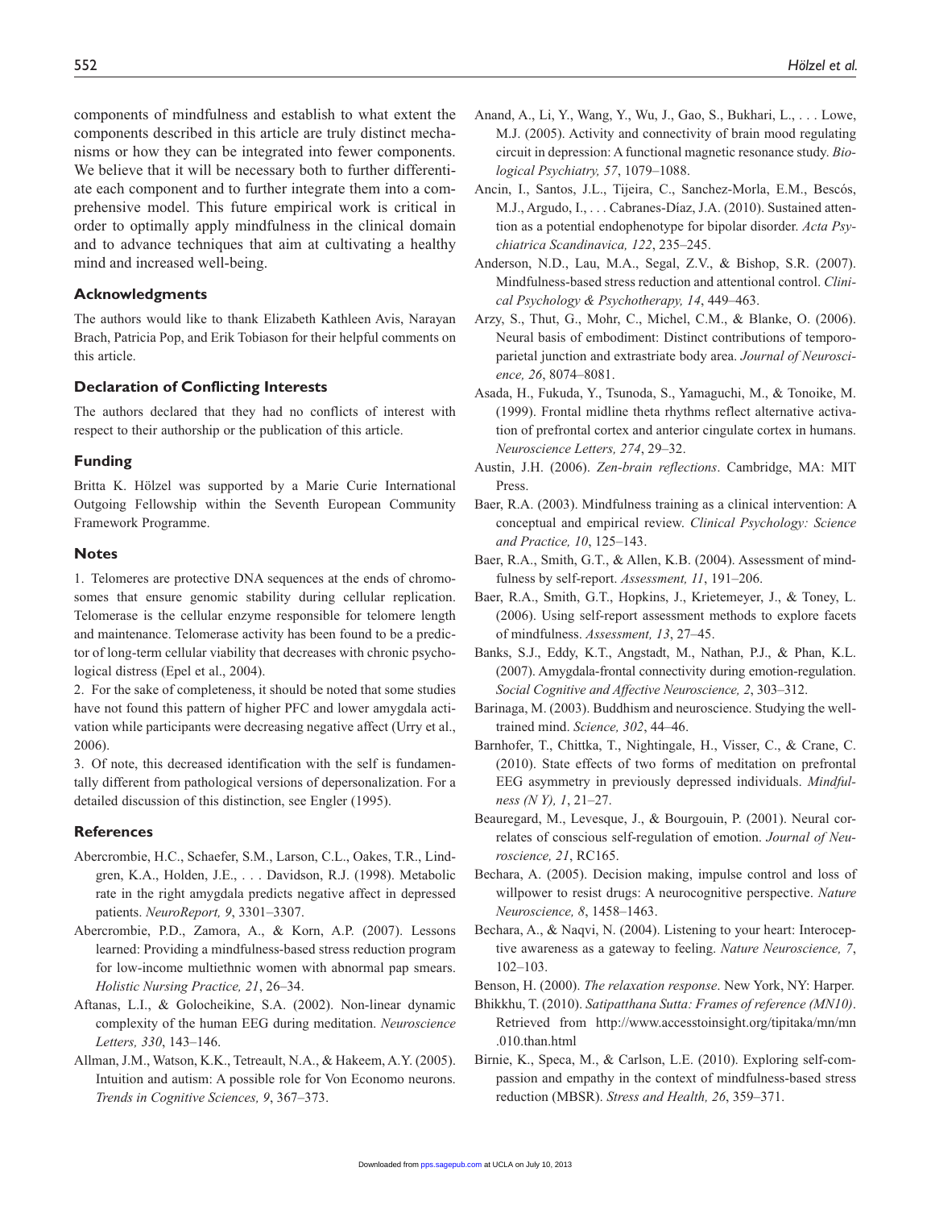components of mindfulness and establish to what extent the components described in this article are truly distinct mechanisms or how they can be integrated into fewer components. We believe that it will be necessary both to further differentiate each component and to further integrate them into a comprehensive model. This future empirical work is critical in order to optimally apply mindfulness in the clinical domain and to advance techniques that aim at cultivating a healthy mind and increased well-being.

## Acknowledgments

The authors would like to thank Elizabeth Kathleen Avis, Narayan Brach, Patricia Pop, and Erik Tobiason for their helpful comments on this article.

## Declaration of Conflicting Interests

The authors declared that they had no conflicts of interest with respect to their authorship or the publication of this article.

## Funding

Britta K. Hölzel was supported by a Marie Curie International Outgoing Fellowship within the Seventh European Community Framework Programme.

## Notes

1. Telomeres are protective DNA sequences at the ends of chromosomes that ensure genomic stability during cellular replication. Telomerase is the cellular enzyme responsible for telomere length and maintenance. Telomerase activity has been found to be a predictor of long-term cellular viability that decreases with chronic psychological distress (Epel et al., 2004).

2. For the sake of completeness, it should be noted that some studies have not found this pattern of higher PFC and lower amygdala activation while participants were decreasing negative affect (Urry et al., 2006).

3. Of note, this decreased identification with the self is fundamentally different from pathological versions of depersonalization. For a detailed discussion of this distinction, see Engler (1995).

## References

Abercrombie, H.C., Schaefer, S.M., Larson, C.L., Oakes, T.R., Lindgren, K.A., Holden, J.E., . . . Davidson, R.J. (1998). Metabolic rate in the right amygdala predicts negative affect in depressed patients. *NeuroReport, 9*, 3301–3307.

Abercrombie, P.D., Zamora, A., & Korn, A.P. (2007). Lessons learned: Providing a mindfulness-based stress reduction program for low-income multiethnic women with abnormal pap smears. *Holistic Nursing Practice, 21*, 26–34.

Aftanas, L.I., & Golocheikine, S.A. (2002). Non-linear dynamic complexity of the human EEG during meditation. *Neuroscience Letters, 330*, 143–146.

Allman, J.M., Watson, K.K., Tetreault, N.A., & Hakeem, A.Y. (2005). Intuition and autism: A possible role for Von Economo neurons. *Trends in Cognitive Sciences, 9*, 367–373.

Anand, A., Li, Y., Wang, Y., Wu, J., Gao, S., Bukhari, L., . . . Lowe, M.J. (2005). Activity and connectivity of brain mood regulating circuit in depression: A functional magnetic resonance study. *Biological Psychiatry, 57*, 1079–1088.

Ancin, I., Santos, J.L., Tijeira, C., Sanchez-Morla, E.M., Bescós, M.J., Argudo, I., . . . Cabranes-Díaz, J.A. (2010). Sustained attention as a potential endophenotype for bipolar disorder. *Acta Psychiatrica Scandinavica, 122*, 235–245.

Anderson, N.D., Lau, M.A., Segal, Z.V., & Bishop, S.R. (2007). Mindfulness-based stress reduction and attentional control. *Clinical Psychology & Psychotherapy, 14*, 449–463.

Arzy, S., Thut, G., Mohr, C., Michel, C.M., & Blanke, O. (2006). Neural basis of embodiment: Distinct contributions of temporoparietal junction and extrastriate body area. *Journal of Neuroscience, 26*, 8074–8081.

Asada, H., Fukuda, Y., Tsunoda, S., Yamaguchi, M., & Tonoike, M. (1999). Frontal midline theta rhythms reflect alternative activation of prefrontal cortex and anterior cingulate cortex in humans. *Neuroscience Letters, 274*, 29–32.

Austin, J.H. (2006). *Zen-brain reflections*. Cambridge, MA: MIT Press.

Baer, R.A. (2003). Mindfulness training as a clinical intervention: A conceptual and empirical review. *Clinical Psychology: Science and Practice, 10*, 125–143.

Baer, R.A., Smith, G.T., & Allen, K.B. (2004). Assessment of mindfulness by self-report. *Assessment, 11*, 191–206.

Baer, R.A., Smith, G.T., Hopkins, J., Krietemeyer, J., & Toney, L. (2006). Using self-report assessment methods to explore facets of mindfulness. *Assessment, 13*, 27–45.

Banks, S.J., Eddy, K.T., Angstadt, M., Nathan, P.J., & Phan, K.L. (2007). Amygdala-frontal connectivity during emotion-regulation. *Social Cognitive and Affective Neuroscience, 2*, 303–312.

Barinaga, M. (2003). Buddhism and neuroscience. Studying the well-trained mind. *Science, 302*, 44–46.

Barnhofer, T., Chittka, T., Nightingale, H., Visser, C., & Crane, C. (2010). State effects of two forms of meditation on prefrontal EEG asymmetry in previously depressed individuals. *Mindfulness (N Y), 1*, 21–27.

Beauregard, M., Levesque, J., & Bourgouin, P. (2001). Neural correlates of conscious self-regulation of emotion. *Journal of Neuroscience, 21*, RC165.

Bechara, A. (2005). Decision making, impulse control and loss of willpower to resist drugs: A neurocognitive perspective. *Nature Neuroscience, 8*, 1458–1463.

Bechara, A., & Naqvi, N. (2004). Listening to your heart: Interoceptive awareness as a gateway to feeling. *Nature Neuroscience, 7*, 102–103.

Benson, H. (2000). *The relaxation response*. New York, NY: Harper.

Bhikkhu, T. (2010). *Satipatthana Sutta: Frames of reference (MN10)*. Retrieved from http://www.accesstoinsight.org/tipitaka/mn/mn.010.than.html

Birnie, K., Speca, M., & Carlson, L.E. (2010). Exploring self-compassion and empathy in the context of mindfulness-based stress reduction (MBSR). *Stress and Health, 26*, 359–371.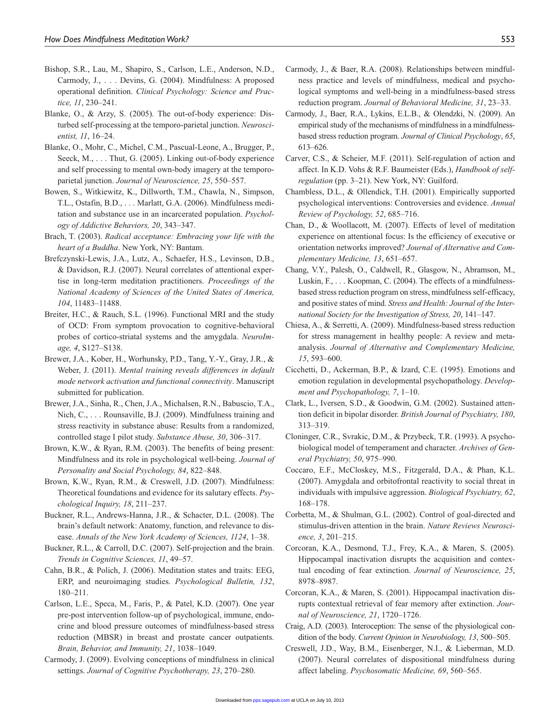Bishop, S.R., Lau, M., Shapiro, S., Carlson, L.E., Anderson, N.D., Carmody, J., . . . Devins, G. (2004). Mindfulness: A proposed operational definition. *Clinical Psychology: Science and Practice, 11*, 230–241.

Blanke, O., & Arzy, S. (2005). The out-of-body experience: Disturbed self-processing at the temporo-parietal junction. *Neuroscientist, 11*, 16–24.

Blanke, O., Mohr, C., Michel, C.M., Pascual-Leone, A., Brugger, P., Seeck, M., . . . Thut, G. (2005). Linking out-of-body experience and self processing to mental own-body imagery at the temporoparietal junction. *Journal of Neuroscience, 25*, 550–557.

Bowen, S., Witkiewitz, K., Dillworth, T.M., Chawla, N., Simpson, T.L., Ostafin, B.D., . . . Marlatt, G.A. (2006). Mindfulness meditation and substance use in an incarcerated population. *Psychology of Addictive Behaviors, 20*, 343–347.

Brach, T. (2003). *Radical acceptance: Embracing your life with the heart of a Buddha*. New York, NY: Bantam.

Brefczynski-Lewis, J.A., Lutz, A., Schaefer, H.S., Levinson, D.B., & Davidson, R.J. (2007). Neural correlates of attentional expertise in long-term meditation practitioners. *Proceedings of the National Academy of Sciences of the United States of America, 104*, 11483–11488.

Breiter, H.C., & Rauch, S.L. (1996). Functional MRI and the study of OCD: From symptom provocation to cognitive-behavioral probes of cortico-striatal systems and the amygdala. *NeuroImage, 4*, S127–S138.

Brewer, J.A., Kober, H., Worhunsky, P.D., Tang, Y.-Y., Gray, J.R., & Weber, J. (2011). *Mental training reveals differences in default mode network activation and functional connectivity*. Manuscript submitted for publication.

Brewer, J.A., Sinha, R., Chen, J.A., Michalsen, R.N., Babuscio, T.A., Nich, C., . . . Rounsaville, B.J. (2009). Mindfulness training and stress reactivity in substance abuse: Results from a randomized, controlled stage I pilot study. *Substance Abuse, 30*, 306–317.

Brown, K.W., & Ryan, R.M. (2003). The benefits of being present: Mindfulness and its role in psychological well-being. *Journal of Personality and Social Psychology, 84*, 822–848.

Brown, K.W., Ryan, R.M., & Creswell, J.D. (2007). Mindfulness: Theoretical foundations and evidence for its salutary effects. *Psychological Inquiry, 18*, 211–237.

Buckner, R.L., Andrews-Hanna, J.R., & Schacter, D.L. (2008). The brain's default network: Anatomy, function, and relevance to disease. *Annals of the New York Academy of Sciences, 1124*, 1–38.

Buckner, R.L., & Carroll, D.C. (2007). Self-projection and the brain. *Trends in Cognitive Sciences, 11*, 49–57.

Cahn, B.R., & Polich, J. (2006). Meditation states and traits: EEG, ERP, and neuroimaging studies. *Psychological Bulletin, 132*, 180–211.

Carlson, L.E., Speca, M., Faris, P., & Patel, K.D. (2007). One year pre-post intervention follow-up of psychological, immune, endocrine and blood pressure outcomes of mindfulness-based stress reduction (MBSR) in breast and prostate cancer outpatients. *Brain, Behavior, and Immunity, 21*, 1038–1049.

Carmody, J. (2009). Evolving conceptions of mindfulness in clinical settings. *Journal of Cognitive Psychotherapy, 23*, 270–280.

Carmody, J., & Baer, R.A. (2008). Relationships between mindfulness practice and levels of mindfulness, medical and psychological symptoms and well-being in a mindfulness-based stress reduction program. *Journal of Behavioral Medicine, 31*, 23–33.

Carmody, J., Baer, R.A., Lykins, E.L.B., & Olendzki, N. (2009). An empirical study of the mechanisms of mindfulness in a mindfulness-based stress reduction program. *Journal of Clinical Psychology*, *65*, 613–626.

Carver, C.S., & Scheier, M.F. (2011). Self-regulation of action and affect. In K.D. Vohs & R.F. Baumeister (Eds.), *Handbook of self-regulation* (pp. 3–21). New York, NY: Guilford.

Chambless, D.L., & Ollendick, T.H. (2001). Empirically supported psychological interventions: Controversies and evidence. *Annual Review of Psychology, 52*, 685–716.

Chan, D., & Woollacott, M. (2007). Effects of level of meditation experience on attentional focus: Is the efficiency of executive or orientation networks improved? *Journal of Alternative and Complementary Medicine, 13*, 651–657.

Chang, V.Y., Palesh, O., Caldwell, R., Glasgow, N., Abramson, M., Luskin, F., . . . Koopman, C. (2004). The effects of a mindfulness-based stress reduction program on stress, mindfulness self-efficacy, and positive states of mind. *Stress and Health: Journal of the International Society for the Investigation of Stress, 20*, 141–147.

Chiesa, A., & Serretti, A. (2009). Mindfulness-based stress reduction for stress management in healthy people: A review and meta-analysis. *Journal of Alternative and Complementary Medicine, 15*, 593–600.

Cicchetti, D., Ackerman, B.P., & Izard, C.E. (1995). Emotions and emotion regulation in developmental psychopathology. *Development and Psychopathology, 7*, 1–10.

Clark, L., Iversen, S.D., & Goodwin, G.M. (2002). Sustained attention deficit in bipolar disorder. *British Journal of Psychiatry, 180*, 313–319.

Cloninger, C.R., Svrakic, D.M., & Przybeck, T.R. (1993). A psychobiological model of temperament and character. *Archives of General Psychiatry, 50*, 975–990.

Coccaro, E.F., McCloskey, M.S., Fitzgerald, D.A., & Phan, K.L. (2007). Amygdala and orbitofrontal reactivity to social threat in individuals with impulsive aggression. *Biological Psychiatry, 62*, 168–178.

Corbetta, M., & Shulman, G.L. (2002). Control of goal-directed and stimulus-driven attention in the brain. *Nature Reviews Neuroscience, 3*, 201–215.

Corcoran, K.A., Desmond, T.J., Frey, K.A., & Maren, S. (2005). Hippocampal inactivation disrupts the acquisition and contextual encoding of fear extinction. *Journal of Neuroscience, 25*, 8978–8987.

Corcoran, K.A., & Maren, S. (2001). Hippocampal inactivation disrupts contextual retrieval of fear memory after extinction. *Journal of Neuroscience, 21*, 1720–1726.

Craig, A.D. (2003). Interoception: The sense of the physiological condition of the body. *Current Opinion in Neurobiology, 13*, 500–505.

Creswell, J.D., Way, B.M., Eisenberger, N.I., & Lieberman, M.D. (2007). Neural correlates of dispositional mindfulness during affect labeling. *Psychosomatic Medicine, 69*, 560–565.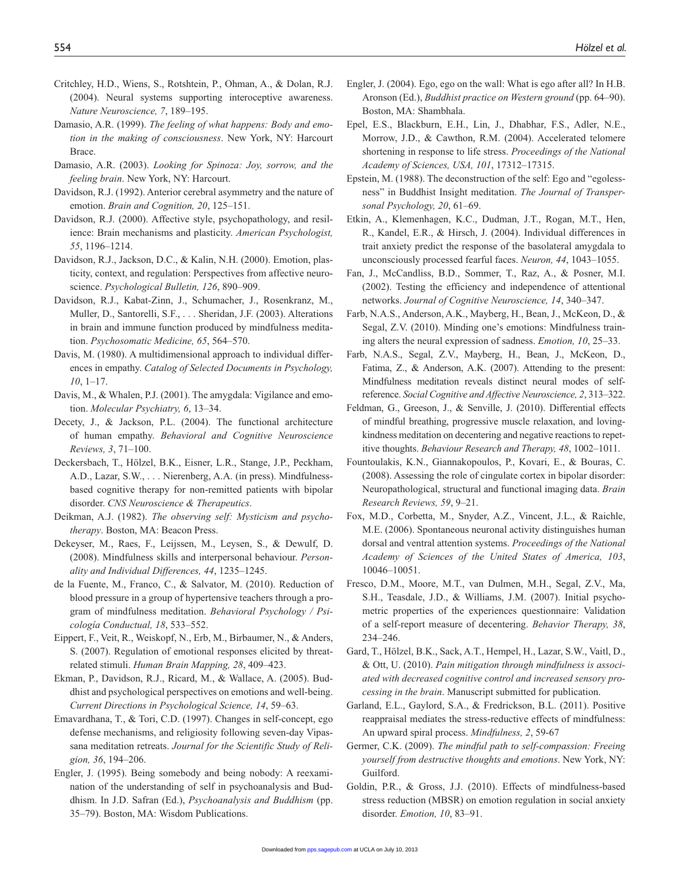Critchley, H.D., Wiens, S., Rotshtein, P., Ohman, A., & Dolan, R.J. (2004). Neural systems supporting interoceptive awareness. *Nature Neuroscience, 7*, 189–195.

Damasio, A.R. (1999). *The feeling of what happens: Body and emotion in the making of consciousness*. New York, NY: Harcourt Brace.

Damasio, A.R. (2003). *Looking for Spinoza: Joy, sorrow, and the feeling brain*. New York, NY: Harcourt.

Davidson, R.J. (1992). Anterior cerebral asymmetry and the nature of emotion. *Brain and Cognition, 20*, 125–151.

Davidson, R.J. (2000). Affective style, psychopathology, and resilience: Brain mechanisms and plasticity. *American Psychologist, 55*, 1196–1214.

Davidson, R.J., Jackson, D.C., & Kalin, N.H. (2000). Emotion, plasticity, context, and regulation: Perspectives from affective neuroscience. *Psychological Bulletin, 126*, 890–909.

Davidson, R.J., Kabat-Zinn, J., Schumacher, J., Rosenkranz, M., Muller, D., Santorelli, S.F., . . . Sheridan, J.F. (2003). Alterations in brain and immune function produced by mindfulness meditation. *Psychosomatic Medicine, 65*, 564–570.

Davis, M. (1980). A multidimensional approach to individual differences in empathy. *Catalog of Selected Documents in Psychology, 10*, 1–17.

Davis, M., & Whalen, P.J. (2001). The amygdala: Vigilance and emotion. *Molecular Psychiatry, 6*, 13–34.

Decety, J., & Jackson, P.L. (2004). The functional architecture of human empathy. *Behavioral and Cognitive Neuroscience Reviews, 3*, 71–100.

Deckersbach, T., Hölzel, B.K., Eisner, L.R., Stange, J.P., Peckham, A.D., Lazar, S.W., . . . Nierenberg, A.A. (in press). Mindfulness-based cognitive therapy for non-remitted patients with bipolar disorder. *CNS Neuroscience & Therapeutics*.

Deikman, A.J. (1982). *The observing self: Mysticism and psychotherapy*. Boston, MA: Beacon Press.

Dekeyser, M., Raes, F., Leijssen, M., Leysen, S., & Dewulf, D. (2008). Mindfulness skills and interpersonal behaviour. *Personality and Individual Differences, 44*, 1235–1245.

de la Fuente, M., Franco, C., & Salvator, M. (2010). Reduction of blood pressure in a group of hypertensive teachers through a program of mindfulness meditation. *Behavioral Psychology / Psicología Conductual, 18*, 533–552.

Eippert, F., Veit, R., Weiskopf, N., Erb, M., Birbaumer, N., & Anders, S. (2007). Regulation of emotional responses elicited by threat-related stimuli. *Human Brain Mapping, 28*, 409–423.

Ekman, P., Davidson, R.J., Ricard, M., & Wallace, A. (2005). Buddhist and psychological perspectives on emotions and well-being. *Current Directions in Psychological Science, 14*, 59–63.

Emavardhana, T., & Tori, C.D. (1997). Changes in self-concept, ego defense mechanisms, and religiosity following seven-day Vipassana meditation retreats. *Journal for the Scientific Study of Religion, 36*, 194–206.

Engler, J. (1995). Being somebody and being nobody: A reexamination of the understanding of self in psychoanalysis and Buddhism. In J.D. Safran (Ed.), *Psychoanalysis and Buddhism* (pp. 35–79). Boston, MA: Wisdom Publications.

Engler, J. (2004). Ego, ego on the wall: What is ego after all? In H.B. Aronson (Ed.), *Buddhist practice on Western ground* (pp. 64–90). Boston, MA: Shambhala.

Epel, E.S., Blackburn, E.H., Lin, J., Dhabhar, F.S., Adler, N.E., Morrow, J.D., & Cawthon, R.M. (2004). Accelerated telomere shortening in response to life stress. *Proceedings of the National Academy of Sciences, USA, 101*, 17312–17315.

Epstein, M. (1988). The deconstruction of the self: Ego and "egolessness" in Buddhist Insight meditation. *The Journal of Transpersonal Psychology, 20*, 61–69.

Etkin, A., Klemenhagen, K.C., Dudman, J.T., Rogan, M.T., Hen, R., Kandel, E.R., & Hirsch, J. (2004). Individual differences in trait anxiety predict the response of the basolateral amygdala to unconsciously processed fearful faces. *Neuron, 44*, 1043–1055.

Fan, J., McCandliss, B.D., Sommer, T., Raz, A., & Posner, M.I. (2002). Testing the efficiency and independence of attentional networks. *Journal of Cognitive Neuroscience, 14*, 340–347.

Farb, N.A.S., Anderson, A.K., Mayberg, H., Bean, J., McKeon, D., & Segal, Z.V. (2010). Minding one's emotions: Mindfulness training alters the neural expression of sadness. *Emotion, 10*, 25–33.

Farb, N.A.S., Segal, Z.V., Mayberg, H., Bean, J., McKeon, D., Fatima, Z., & Anderson, A.K. (2007). Attending to the present: Mindfulness meditation reveals distinct neural modes of self-reference. *Social Cognitive and Affective Neuroscience, 2*, 313–322.

Feldman, G., Greeson, J., & Senville, J. (2010). Differential effects of mindful breathing, progressive muscle relaxation, and loving-kindness meditation on decentering and negative reactions to repetitive thoughts. *Behaviour Research and Therapy, 48*, 1002–1011.

Fountoulakis, K.N., Giannakopoulos, P., Kovari, E., & Bouras, C. (2008). Assessing the role of cingulate cortex in bipolar disorder: Neuropathological, structural and functional imaging data. *Brain Research Reviews, 59*, 9–21.

Fox, M.D., Corbetta, M., Snyder, A.Z., Vincent, J.L., & Raichle, M.E. (2006). Spontaneous neuronal activity distinguishes human dorsal and ventral attention systems. *Proceedings of the National Academy of Sciences of the United States of America, 103*, 10046–10051.

Fresco, D.M., Moore, M.T., van Dulmen, M.H., Segal, Z.V., Ma, S.H., Teasdale, J.D., & Williams, J.M. (2007). Initial psychometric properties of the experiences questionnaire: Validation of a self-report measure of decentering. *Behavior Therapy, 38*, 234–246.

Gard, T., Hölzel, B.K., Sack, A.T., Hempel, H., Lazar, S.W., Vaitl, D., & Ott, U. (2010). *Pain mitigation through mindfulness is associated with decreased cognitive control and increased sensory processing in the brain*. Manuscript submitted for publication.

Garland, E.L., Gaylord, S.A., & Fredrickson, B.L. (2011). Positive reappraisal mediates the stress-reductive effects of mindfulness: An upward spiral process. *Mindfulness, 2*, 59-67

Germer, C.K. (2009). *The mindful path to self-compassion: Freeing yourself from destructive thoughts and emotions*. New York, NY: Guilford.

Goldin, P.R., & Gross, J.J. (2010). Effects of mindfulness-based stress reduction (MBSR) on emotion regulation in social anxiety disorder. *Emotion, 10*, 83–91.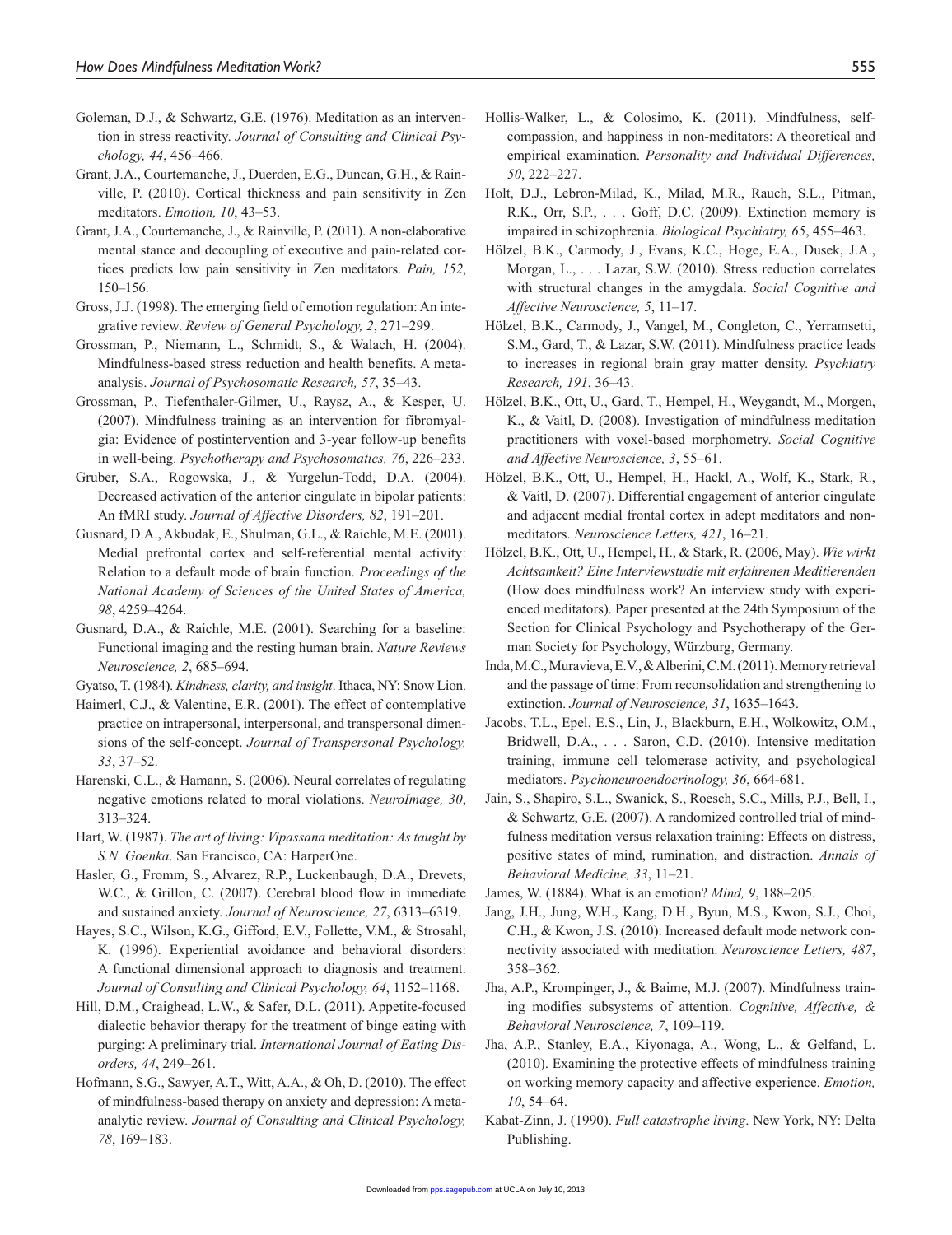Goleman, D.J., & Schwartz, G.E. (1976). Meditation as an intervention in stress reactivity. *Journal of Consulting and Clinical Psychology, 44*, 456–466.

Grant, J.A., Courtemanche, J., Duerden, E.G., Duncan, G.H., & Rainville, P. (2010). Cortical thickness and pain sensitivity in Zen meditators. *Emotion, 10*, 43–53.

Grant, J.A., Courtemanche, J., & Rainville, P. (2011). A non-elaborative mental stance and decoupling of executive and pain-related cortices predicts low pain sensitivity in Zen meditators. *Pain, 152*, 150–156.

Gross, J.J. (1998). The emerging field of emotion regulation: An integrative review. *Review of General Psychology, 2*, 271–299.

Grossman, P., Niemann, L., Schmidt, S., & Walach, H. (2004). Mindfulness-based stress reduction and health benefits. A meta-analysis. *Journal of Psychosomatic Research, 57*, 35–43.

Grossman, P., Tiefenthaler-Gilmer, U., Raysz, A., & Kesper, U. (2007). Mindfulness training as an intervention for fibromyalgia: Evidence of postintervention and 3-year follow-up benefits in well-being. *Psychotherapy and Psychosomatics, 76*, 226–233.

Gruber, S.A., Rogowska, J., & Yurgelun-Todd, D.A. (2004). Decreased activation of the anterior cingulate in bipolar patients: An fMRI study. *Journal of Affective Disorders, 82*, 191–201.

Gusnard, D.A., Akbudak, E., Shulman, G.L., & Raichle, M.E. (2001). Medial prefrontal cortex and self-referential mental activity: Relation to a default mode of brain function. *Proceedings of the National Academy of Sciences of the United States of America, 98*, 4259–4264.

Gusnard, D.A., & Raichle, M.E. (2001). Searching for a baseline: Functional imaging and the resting human brain. *Nature Reviews Neuroscience, 2*, 685–694.

Gyatso, T. (1984). *Kindness, clarity, and insight*. Ithaca, NY: Snow Lion.

Haimerl, C.J., & Valentine, E.R. (2001). The effect of contemplative practice on intrapersonal, interpersonal, and transpersonal dimensions of the self-concept. *Journal of Transpersonal Psychology, 33*, 37–52.

Harenski, C.L., & Hamann, S. (2006). Neural correlates of regulating negative emotions related to moral violations. *NeuroImage, 30*, 313–324.

Hart, W. (1987). *The art of living: Vipassana meditation: As taught by S.N. Goenka*. San Francisco, CA: HarperOne.

Hasler, G., Fromm, S., Alvarez, R.P., Luckenbaugh, D.A., Drevets, W.C., & Grillon, C. (2007). Cerebral blood flow in immediate and sustained anxiety. *Journal of Neuroscience, 27*, 6313–6319.

Hayes, S.C., Wilson, K.G., Gifford, E.V., Follette, V.M., & Strosahl, K. (1996). Experiential avoidance and behavioral disorders: A functional dimensional approach to diagnosis and treatment. *Journal of Consulting and Clinical Psychology, 64*, 1152–1168.

Hill, D.M., Craighead, L.W., & Safer, D.L. (2011). Appetite-focused dialectic behavior therapy for the treatment of binge eating with purging: A preliminary trial. *International Journal of Eating Disorders, 44*, 249–261.

Hofmann, S.G., Sawyer, A.T., Witt, A.A., & Oh, D. (2010). The effect of mindfulness-based therapy on anxiety and depression: A meta-analytic review. *Journal of Consulting and Clinical Psychology, 78*, 169–183.

Hollis-Walker, L., & Colosimo, K. (2011). Mindfulness, self-compassion, and happiness in non-meditators: A theoretical and empirical examination. *Personality and Individual Differences, 50*, 222–227.

Holt, D.J., Lebron-Milad, K., Milad, M.R., Rauch, S.L., Pitman, R.K., Orr, S.P., . . . Goff, D.C. (2009). Extinction memory is impaired in schizophrenia. *Biological Psychiatry, 65*, 455–463.

Hölzel, B.K., Carmody, J., Evans, K.C., Hoge, E.A., Dusek, J.A., Morgan, L., . . . Lazar, S.W. (2010). Stress reduction correlates with structural changes in the amygdala. *Social Cognitive and Affective Neuroscience, 5*, 11–17.

Hölzel, B.K., Carmody, J., Vangel, M., Congleton, C., Yerramsetti, S.M., Gard, T., & Lazar, S.W. (2011). Mindfulness practice leads to increases in regional brain gray matter density. *Psychiatry Research, 191*, 36–43.

Hölzel, B.K., Ott, U., Gard, T., Hempel, H., Weygandt, M., Morgen, K., & Vaitl, D. (2008). Investigation of mindfulness meditation practitioners with voxel-based morphometry. *Social Cognitive and Affective Neuroscience, 3*, 55–61.

Hölzel, B.K., Ott, U., Hempel, H., Hackl, A., Wolf, K., Stark, R., & Vaitl, D. (2007). Differential engagement of anterior cingulate and adjacent medial frontal cortex in adept meditators and non-meditators. *Neuroscience Letters, 421*, 16–21.

Hölzel, B.K., Ott, U., Hempel, H., & Stark, R. (2006, May). *Wie wirkt Achtsamkeit? Eine Interviewstudie mit erfahrenen Meditierenden* (How does mindfulness work? An interview study with experienced meditators). Paper presented at the 24th Symposium of the Section for Clinical Psychology and Psychotherapy of the German Society for Psychology, Würzburg, Germany.

Inda, M.C., Muravieva, E.V., & Alberini, C.M. (2011). Memory retrieval and the passage of time: From reconsolidation and strengthening to extinction. *Journal of Neuroscience, 31*, 1635–1643.

Jacobs, T.L., Epel, E.S., Lin, J., Blackburn, E.H., Wolkowitz, O.M., Bridwell, D.A., . . . Saron, C.D. (2010). Intensive meditation training, immune cell telomerase activity, and psychological mediators. *Psychoneuroendocrinology, 36*, 664-681.

Jain, S., Shapiro, S.L., Swanick, S., Roesch, S.C., Mills, P.J., Bell, I., & Schwartz, G.E. (2007). A randomized controlled trial of mindfulness meditation versus relaxation training: Effects on distress, positive states of mind, rumination, and distraction. *Annals of Behavioral Medicine, 33*, 11–21.

James, W. (1884). What is an emotion? *Mind, 9*, 188–205.

Jang, J.H., Jung, W.H., Kang, D.H., Byun, M.S., Kwon, S.J., Choi, C.H., & Kwon, J.S. (2010). Increased default mode network connectivity associated with meditation. *Neuroscience Letters, 487*, 358–362.

Jha, A.P., Krompinger, J., & Baime, M.J. (2007). Mindfulness training modifies subsystems of attention. *Cognitive, Affective, & Behavioral Neuroscience, 7*, 109–119.

Jha, A.P., Stanley, E.A., Kiyonaga, A., Wong, L., & Gelfand, L. (2010). Examining the protective effects of mindfulness training on working memory capacity and affective experience. *Emotion, 10*, 54–64.

Kabat-Zinn, J. (1990). *Full catastrophe living*. New York, NY: Delta Publishing.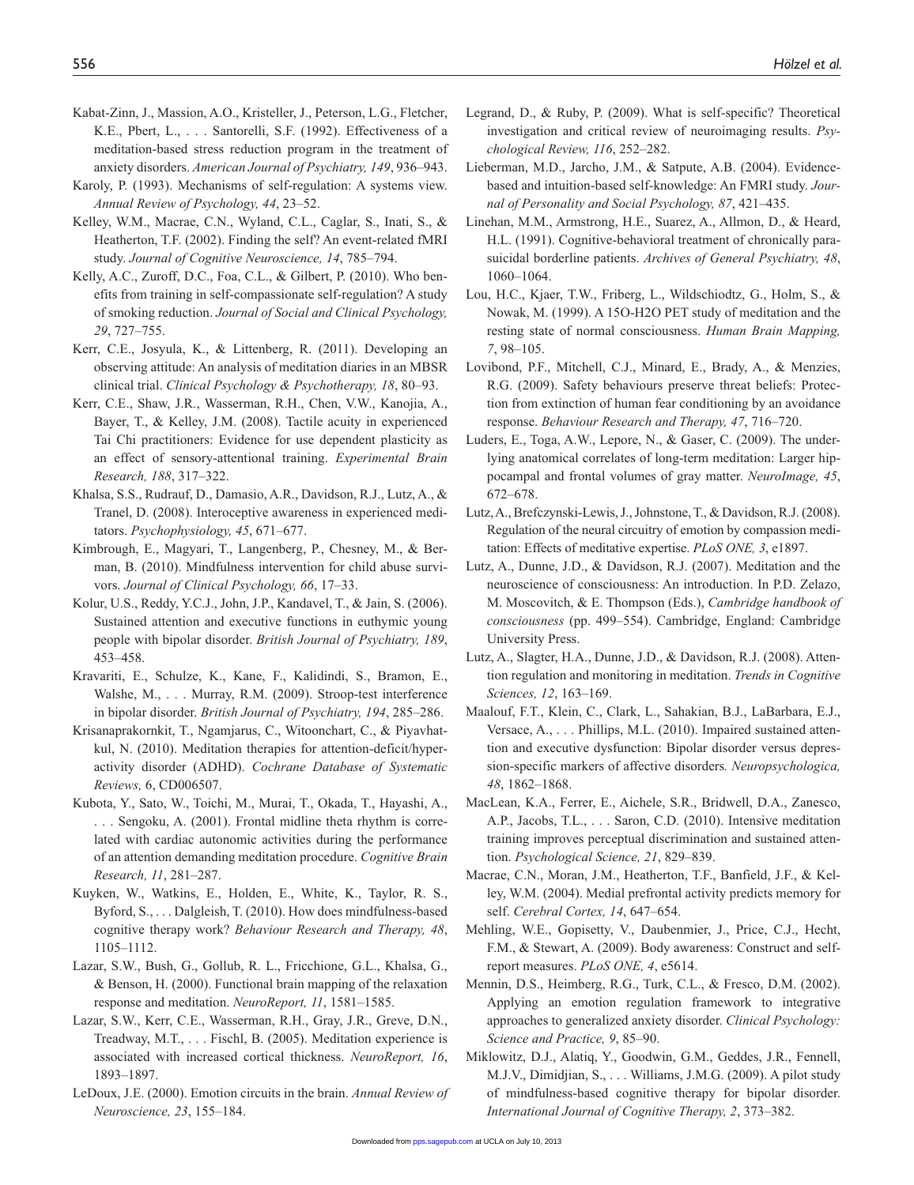Kabat-Zinn, J., Massion, A.O., Kristeller, J., Peterson, L.G., Fletcher, K.E., Pbert, L., . . . Santorelli, S.F. (1992). Effectiveness of a meditation-based stress reduction program in the treatment of anxiety disorders. *American Journal of Psychiatry, 149*, 936–943.

Karoly, P. (1993). Mechanisms of self-regulation: A systems view. *Annual Review of Psychology, 44*, 23–52.

Kelley, W.M., Macrae, C.N., Wyland, C.L., Caglar, S., Inati, S., & Heatherton, T.F. (2002). Finding the self? An event-related fMRI study. *Journal of Cognitive Neuroscience, 14*, 785–794.

Kelly, A.C., Zuroff, D.C., Foa, C.L., & Gilbert, P. (2010). Who benefits from training in self-compassionate self-regulation? A study of smoking reduction. *Journal of Social and Clinical Psychology, 29*, 727–755.

Kerr, C.E., Josyula, K., & Littenberg, R. (2011). Developing an observing attitude: An analysis of meditation diaries in an MBSR clinical trial. *Clinical Psychology & Psychotherapy, 18*, 80–93.

Kerr, C.E., Shaw, J.R., Wasserman, R.H., Chen, V.W., Kanojia, A., Bayer, T., & Kelley, J.M. (2008). Tactile acuity in experienced Tai Chi practitioners: Evidence for use dependent plasticity as an effect of sensory-attentional training. *Experimental Brain Research, 188*, 317–322.

Khalsa, S.S., Rudrauf, D., Damasio, A.R., Davidson, R.J., Lutz, A., & Tranel, D. (2008). Interoceptive awareness in experienced meditators. *Psychophysiology, 45*, 671–677.

Kimbrough, E., Magyari, T., Langenberg, P., Chesney, M., & Berman, B. (2010). Mindfulness intervention for child abuse survivors. *Journal of Clinical Psychology, 66*, 17–33.

Kolur, U.S., Reddy, Y.C.J., John, J.P., Kandavel, T., & Jain, S. (2006). Sustained attention and executive functions in euthymic young people with bipolar disorder. *British Journal of Psychiatry, 189*, 453–458.

Kravariti, E., Schulze, K., Kane, F., Kalidindi, S., Bramon, E., Walshe, M., . . . Murray, R.M. (2009). Stroop-test interference in bipolar disorder. *British Journal of Psychiatry, 194*, 285–286.

Krisanaprakornkit, T., Ngamjarus, C., Witoonchart, C., & Piyavhatkul, N. (2010). Meditation therapies for attention-deficit/hyperactivity disorder (ADHD). *Cochrane Database of Systematic Reviews,* 6, CD006507.

Kubota, Y., Sato, W., Toichi, M., Murai, T., Okada, T., Hayashi, A., . . . Sengoku, A. (2001). Frontal midline theta rhythm is correlated with cardiac autonomic activities during the performance of an attention demanding meditation procedure. *Cognitive Brain Research, 11*, 281–287.

Kuyken, W., Watkins, E., Holden, E., White, K., Taylor, R. S., Byford, S., . . . Dalgleish, T. (2010). How does mindfulness-based cognitive therapy work? *Behaviour Research and Therapy, 48*, 1105–1112.

Lazar, S.W., Bush, G., Gollub, R. L., Fricchione, G.L., Khalsa, G., & Benson, H. (2000). Functional brain mapping of the relaxation response and meditation. *NeuroReport, 11*, 1581–1585.

Lazar, S.W., Kerr, C.E., Wasserman, R.H., Gray, J.R., Greve, D.N., Treadway, M.T., . . . Fischl, B. (2005). Meditation experience is associated with increased cortical thickness. *NeuroReport, 16*, 1893–1897.

LeDoux, J.E. (2000). Emotion circuits in the brain. *Annual Review of Neuroscience, 23*, 155–184.

Legrand, D., & Ruby, P. (2009). What is self-specific? Theoretical investigation and critical review of neuroimaging results. *Psychological Review, 116*, 252–282.

Lieberman, M.D., Jarcho, J.M., & Satpute, A.B. (2004). Evidence-based and intuition-based self-knowledge: An FMRI study. *Journal of Personality and Social Psychology, 87*, 421–435.

Linehan, M.M., Armstrong, H.E., Suarez, A., Allmon, D., & Heard, H.L. (1991). Cognitive-behavioral treatment of chronically parasuicidal borderline patients. *Archives of General Psychiatry, 48*, 1060–1064.

Lou, H.C., Kjaer, T.W., Friberg, L., Wildschiodtz, G., Holm, S., & Nowak, M. (1999). A 15O-H2O PET study of meditation and the resting state of normal consciousness. *Human Brain Mapping, 7*, 98–105.

Lovibond, P.F., Mitchell, C.J., Minard, E., Brady, A., & Menzies, R.G. (2009). Safety behaviours preserve threat beliefs: Protection from extinction of human fear conditioning by an avoidance response. *Behaviour Research and Therapy, 47*, 716–720.

Luders, E., Toga, A.W., Lepore, N., & Gaser, C. (2009). The underlying anatomical correlates of long-term meditation: Larger hippocampal and frontal volumes of gray matter. *NeuroImage, 45*, 672–678.

Lutz, A., Brefczynski-Lewis, J., Johnstone, T., & Davidson, R.J. (2008). Regulation of the neural circuitry of emotion by compassion meditation: Effects of meditative expertise. *PLoS ONE, 3*, e1897.

Lutz, A., Dunne, J.D., & Davidson, R.J. (2007). Meditation and the neuroscience of consciousness: An introduction. In P.D. Zelazo, M. Moscovitch, & E. Thompson (Eds.), *Cambridge handbook of consciousness* (pp. 499–554). Cambridge, England: Cambridge University Press.

Lutz, A., Slagter, H.A., Dunne, J.D., & Davidson, R.J. (2008). Attention regulation and monitoring in meditation. *Trends in Cognitive Sciences, 12*, 163–169.

Maalouf, F.T., Klein, C., Clark, L., Sahakian, B.J., LaBarbara, E.J., Versace, A., . . . Phillips, M.L. (2010). Impaired sustained attention and executive dysfunction: Bipolar disorder versus depression-specific markers of affective disorders. *Neuropsychologica, 48*, 1862–1868.

MacLean, K.A., Ferrer, E., Aichele, S.R., Bridwell, D.A., Zanesco, A.P., Jacobs, T.L., . . . Saron, C.D. (2010). Intensive meditation training improves perceptual discrimination and sustained attention. *Psychological Science, 21*, 829–839.

Macrae, C.N., Moran, J.M., Heatherton, T.F., Banfield, J.F., & Kelley, W.M. (2004). Medial prefrontal activity predicts memory for self. *Cerebral Cortex, 14*, 647–654.

Mehling, W.E., Gopisetty, V., Daubenmier, J., Price, C.J., Hecht, F.M., & Stewart, A. (2009). Body awareness: Construct and self-report measures. *PLoS ONE, 4*, e5614.

Mennin, D.S., Heimberg, R.G., Turk, C.L., & Fresco, D.M. (2002). Applying an emotion regulation framework to integrative approaches to generalized anxiety disorder. *Clinical Psychology: Science and Practice, 9*, 85–90.

Miklowitz, D.J., Alatiq, Y., Goodwin, G.M., Geddes, J.R., Fennell, M.J.V., Dimidjian, S., . . . Williams, J.M.G. (2009). A pilot study of mindfulness-based cognitive therapy for bipolar disorder. *International Journal of Cognitive Therapy, 2*, 373–382.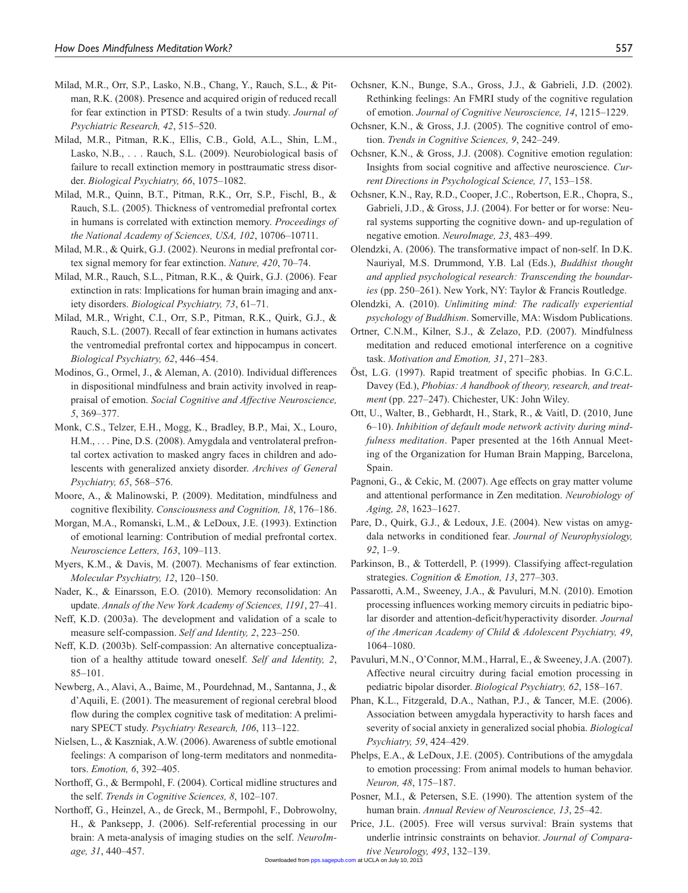Milad, M.R., Orr, S.P., Lasko, N.B., Chang, Y., Rauch, S.L., & Pitman, R.K. (2008). Presence and acquired origin of reduced recall for fear extinction in PTSD: Results of a twin study. *Journal of Psychiatric Research, 42*, 515–520.

Milad, M.R., Pitman, R.K., Ellis, C.B., Gold, A.L., Shin, L.M., Lasko, N.B., . . . Rauch, S.L. (2009). Neurobiological basis of failure to recall extinction memory in posttraumatic stress disorder. *Biological Psychiatry, 66*, 1075–1082.

Milad, M.R., Quinn, B.T., Pitman, R.K., Orr, S.P., Fischl, B., & Rauch, S.L. (2005). Thickness of ventromedial prefrontal cortex in humans is correlated with extinction memory. *Proceedings of the National Academy of Sciences, USA, 102*, 10706–10711.

Milad, M.R., & Quirk, G.J. (2002). Neurons in medial prefrontal cortex signal memory for fear extinction. *Nature, 420*, 70–74.

Milad, M.R., Rauch, S.L., Pitman, R.K., & Quirk, G.J. (2006). Fear extinction in rats: Implications for human brain imaging and anxiety disorders. *Biological Psychiatry, 73*, 61–71.

Milad, M.R., Wright, C.I., Orr, S.P., Pitman, R.K., Quirk, G.J., & Rauch, S.L. (2007). Recall of fear extinction in humans activates the ventromedial prefrontal cortex and hippocampus in concert. *Biological Psychiatry, 62*, 446–454.

Modinos, G., Ormel, J., & Aleman, A. (2010). Individual differences in dispositional mindfulness and brain activity involved in reappraisal of emotion. *Social Cognitive and Affective Neuroscience, 5*, 369–377.

Monk, C.S., Telzer, E.H., Mogg, K., Bradley, B.P., Mai, X., Louro, H.M., . . . Pine, D.S. (2008). Amygdala and ventrolateral prefrontal cortex activation to masked angry faces in children and adolescents with generalized anxiety disorder. *Archives of General Psychiatry, 65*, 568–576.

Moore, A., & Malinowski, P. (2009). Meditation, mindfulness and cognitive flexibility. *Consciousness and Cognition, 18*, 176–186.

Morgan, M.A., Romanski, L.M., & LeDoux, J.E. (1993). Extinction of emotional learning: Contribution of medial prefrontal cortex. *Neuroscience Letters, 163*, 109–113.

Myers, K.M., & Davis, M. (2007). Mechanisms of fear extinction. *Molecular Psychiatry, 12*, 120–150.

Nader, K., & Einarsson, E.O. (2010). Memory reconsolidation: An update. *Annals of the New York Academy of Sciences, 1191*, 27–41.

Neff, K.D. (2003a). The development and validation of a scale to measure self-compassion. *Self and Identity, 2*, 223–250.

Neff, K.D. (2003b). Self-compassion: An alternative conceptualization of a healthy attitude toward oneself. *Self and Identity, 2*, 85–101.

Newberg, A., Alavi, A., Baime, M., Pourdehnad, M., Santanna, J., & d'Aquili, E. (2001). The measurement of regional cerebral blood flow during the complex cognitive task of meditation: A preliminary SPECT study. *Psychiatry Research, 106*, 113–122.

Nielsen, L., & Kaszniak, A.W. (2006). Awareness of subtle emotional feelings: A comparison of long-term meditators and nonmeditators. *Emotion, 6*, 392–405.

Northoff, G., & Bermpohl, F. (2004). Cortical midline structures and the self. *Trends in Cognitive Sciences, 8*, 102–107.

Northoff, G., Heinzel, A., de Greck, M., Bermpohl, F., Dobrowolny, H., & Panksepp, J. (2006). Self-referential processing in our brain: A meta-analysis of imaging studies on the self. *NeuroImage, 31*, 440–457.

Ochsner, K.N., Bunge, S.A., Gross, J.J., & Gabrieli, J.D. (2002). Rethinking feelings: An FMRI study of the cognitive regulation of emotion. *Journal of Cognitive Neuroscience, 14*, 1215–1229.

Ochsner, K.N., & Gross, J.J. (2005). The cognitive control of emotion. *Trends in Cognitive Sciences, 9*, 242–249.

Ochsner, K.N., & Gross, J.J. (2008). Cognitive emotion regulation: Insights from social cognitive and affective neuroscience. *Current Directions in Psychological Science, 17*, 153–158.

Ochsner, K.N., Ray, R.D., Cooper, J.C., Robertson, E.R., Chopra, S., Gabrieli, J.D., & Gross, J.J. (2004). For better or for worse: Neural systems supporting the cognitive down- and up-regulation of negative emotion. *NeuroImage, 23*, 483–499.

Olendzki, A. (2006). The transformative impact of non-self. In D.K. Nauriyal, M.S. Drummond, Y.B. Lal (Eds.), *Buddhist thought and applied psychological research: Transcending the boundaries* (pp. 250–261). New York, NY: Taylor & Francis Routledge.

Olendzki, A. (2010). *Unlimiting mind: The radically experiential psychology of Buddhism*. Somerville, MA: Wisdom Publications.

Ortner, C.N.M., Kilner, S.J., & Zelazo, P.D. (2007). Mindfulness meditation and reduced emotional interference on a cognitive task. *Motivation and Emotion, 31*, 271–283.

Öst, L.G. (1997). Rapid treatment of specific phobias. In G.C.L. Davey (Ed.), *Phobias: A handbook of theory, research, and treatment* (pp. 227–247). Chichester, UK: John Wiley.

Ott, U., Walter, B., Gebhardt, H., Stark, R., & Vaitl, D. (2010, June 6–10). *Inhibition of default mode network activity during mindfulness meditation*. Paper presented at the 16th Annual Meeting of the Organization for Human Brain Mapping, Barcelona, Spain.

Pagnoni, G., & Cekic, M. (2007). Age effects on gray matter volume and attentional performance in Zen meditation. *Neurobiology of Aging, 28*, 1623–1627.

Pare, D., Quirk, G.J., & Ledoux, J.E. (2004). New vistas on amygdala networks in conditioned fear. *Journal of Neurophysiology, 92*, 1–9.

Parkinson, B., & Totterdell, P. (1999). Classifying affect-regulation strategies. *Cognition & Emotion, 13*, 277–303.

Passarotti, A.M., Sweeney, J.A., & Pavuluri, M.N. (2010). Emotion processing influences working memory circuits in pediatric bipolar disorder and attention-deficit/hyperactivity disorder. *Journal of the American Academy of Child & Adolescent Psychiatry, 49*, 1064–1080.

Pavuluri, M.N., O'Connor, M.M., Harral, E., & Sweeney, J.A. (2007). Affective neural circuitry during facial emotion processing in pediatric bipolar disorder. *Biological Psychiatry, 62*, 158–167.

Phan, K.L., Fitzgerald, D.A., Nathan, P.J., & Tancer, M.E. (2006). Association between amygdala hyperactivity to harsh faces and severity of social anxiety in generalized social phobia. *Biological Psychiatry, 59*, 424–429.

Phelps, E.A., & LeDoux, J.E. (2005). Contributions of the amygdala to emotion processing: From animal models to human behavior. *Neuron, 48*, 175–187.

Posner, M.I., & Petersen, S.E. (1990). The attention system of the human brain. *Annual Review of Neuroscience, 13*, 25–42.

Price, J.L. (2005). Free will versus survival: Brain systems that underlie intrinsic constraints on behavior. *Journal of Comparative Neurology, 493*, 132–139.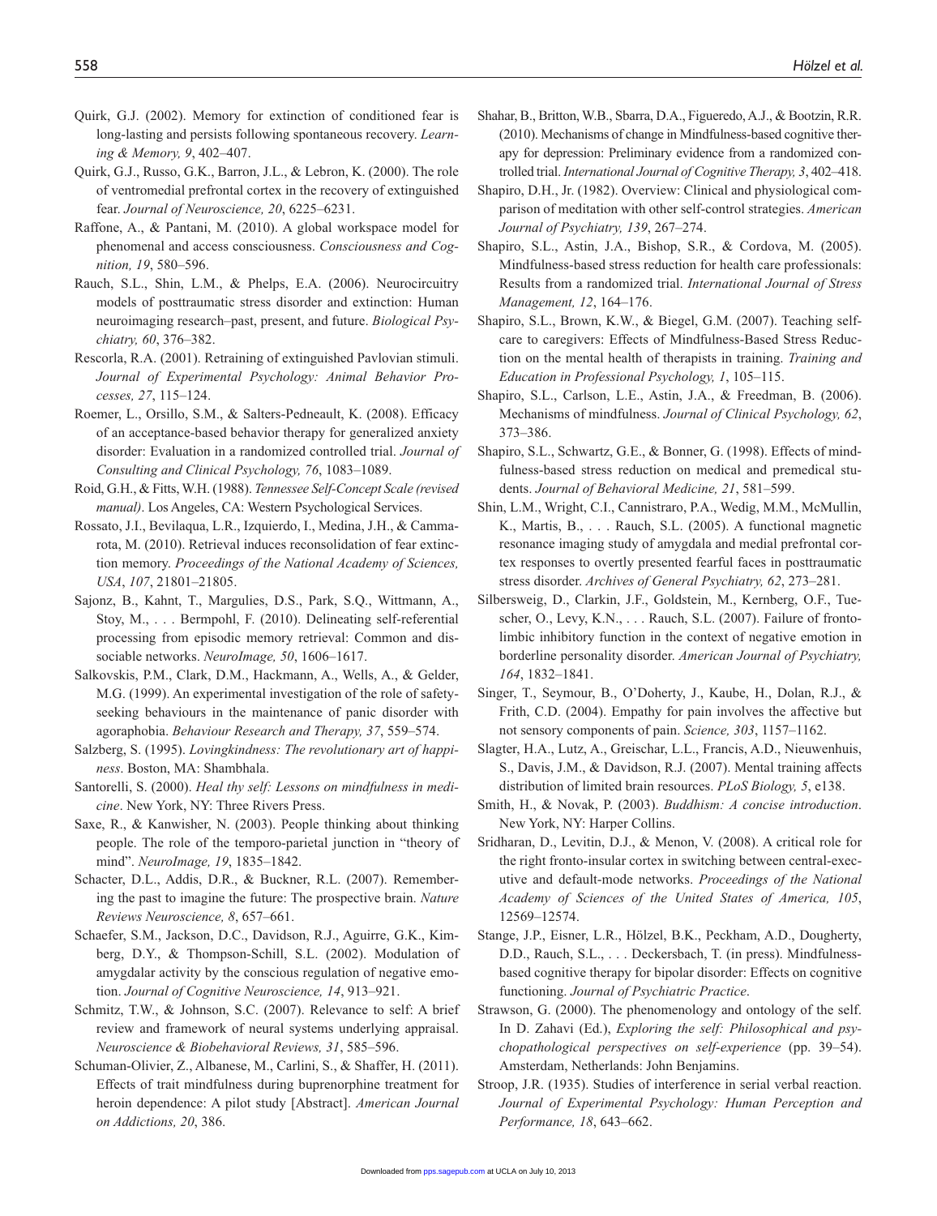Quirk, G.J. (2002). Memory for extinction of conditioned fear is long-lasting and persists following spontaneous recovery. *Learning & Memory, 9*, 402–407.

Quirk, G.J., Russo, G.K., Barron, J.L., & Lebron, K. (2000). The role of ventromedial prefrontal cortex in the recovery of extinguished fear. *Journal of Neuroscience, 20*, 6225–6231.

Raffone, A., & Pantani, M. (2010). A global workspace model for phenomenal and access consciousness. *Consciousness and Cognition, 19*, 580–596.

Rauch, S.L., Shin, L.M., & Phelps, E.A. (2006). Neurocircuitry models of posttraumatic stress disorder and extinction: Human neuroimaging research–past, present, and future. *Biological Psychiatry, 60*, 376–382.

Rescorla, R.A. (2001). Retraining of extinguished Pavlovian stimuli. *Journal of Experimental Psychology: Animal Behavior Processes, 27*, 115–124.

Roemer, L., Orsillo, S.M., & Salters-Pedneault, K. (2008). Efficacy of an acceptance-based behavior therapy for generalized anxiety disorder: Evaluation in a randomized controlled trial. *Journal of Consulting and Clinical Psychology, 76*, 1083–1089.

Roid, G.H., & Fitts, W.H. (1988). *Tennessee Self-Concept Scale (revised manual)*. Los Angeles, CA: Western Psychological Services.

Rossato, J.I., Bevilaqua, L.R., Izquierdo, I., Medina, J.H., & Cammarota, M. (2010). Retrieval induces reconsolidation of fear extinction memory. *Proceedings of the National Academy of Sciences, USA*, *107*, 21801–21805.

Sajonz, B., Kahnt, T., Margulies, D.S., Park, S.Q., Wittmann, A., Stoy, M., . . . Bermpohl, F. (2010). Delineating self-referential processing from episodic memory retrieval: Common and dissociable networks. *NeuroImage, 50*, 1606–1617.

Salkovskis, P.M., Clark, D.M., Hackmann, A., Wells, A., & Gelder, M.G. (1999). An experimental investigation of the role of safety-seeking behaviours in the maintenance of panic disorder with agoraphobia. *Behaviour Research and Therapy, 37*, 559–574.

Salzberg, S. (1995). *Lovingkindness: The revolutionary art of happiness*. Boston, MA: Shambhala.

Santorelli, S. (2000). *Heal thy self: Lessons on mindfulness in medicine*. New York, NY: Three Rivers Press.

Saxe, R., & Kanwisher, N. (2003). People thinking about thinking people. The role of the temporo-parietal junction in "theory of mind". *NeuroImage, 19*, 1835–1842.

Schacter, D.L., Addis, D.R., & Buckner, R.L. (2007). Remembering the past to imagine the future: The prospective brain. *Nature Reviews Neuroscience, 8*, 657–661.

Schaefer, S.M., Jackson, D.C., Davidson, R.J., Aguirre, G.K., Kimberg, D.Y., & Thompson-Schill, S.L. (2002). Modulation of amygdalar activity by the conscious regulation of negative emotion. *Journal of Cognitive Neuroscience, 14*, 913–921.

Schmitz, T.W., & Johnson, S.C. (2007). Relevance to self: A brief review and framework of neural systems underlying appraisal. *Neuroscience & Biobehavioral Reviews, 31*, 585–596.

Schuman-Olivier, Z., Albanese, M., Carlini, S., & Shaffer, H. (2011). Effects of trait mindfulness during buprenorphine treatment for heroin dependence: A pilot study [Abstract]. *American Journal on Addictions, 20*, 386.

Shahar, B., Britton, W.B., Sbarra, D.A., Figueredo, A.J., & Bootzin, R.R. (2010). Mechanisms of change in Mindfulness-based cognitive therapy for depression: Preliminary evidence from a randomized controlled trial. *International Journal of Cognitive Therapy, 3*, 402–418.

Shapiro, D.H., Jr. (1982). Overview: Clinical and physiological comparison of meditation with other self-control strategies. *American Journal of Psychiatry, 139*, 267–274.

Shapiro, S.L., Astin, J.A., Bishop, S.R., & Cordova, M. (2005). Mindfulness-based stress reduction for health care professionals: Results from a randomized trial. *International Journal of Stress Management, 12*, 164–176.

Shapiro, S.L., Brown, K.W., & Biegel, G.M. (2007). Teaching self-care to caregivers: Effects of Mindfulness-Based Stress Reduction on the mental health of therapists in training. *Training and Education in Professional Psychology, 1*, 105–115.

Shapiro, S.L., Carlson, L.E., Astin, J.A., & Freedman, B. (2006). Mechanisms of mindfulness. *Journal of Clinical Psychology, 62*, 373–386.

Shapiro, S.L., Schwartz, G.E., & Bonner, G. (1998). Effects of mindfulness-based stress reduction on medical and premedical students. *Journal of Behavioral Medicine, 21*, 581–599.

Shin, L.M., Wright, C.I., Cannistraro, P.A., Wedig, M.M., McMullin, K., Martis, B., . . . Rauch, S.L. (2005). A functional magnetic resonance imaging study of amygdala and medial prefrontal cortex responses to overtly presented fearful faces in posttraumatic stress disorder. *Archives of General Psychiatry, 62*, 273–281.

Silbersweig, D., Clarkin, J.F., Goldstein, M., Kernberg, O.F., Tuescher, O., Levy, K.N., . . . Rauch, S.L. (2007). Failure of frontolimbic inhibitory function in the context of negative emotion in borderline personality disorder. *American Journal of Psychiatry, 164*, 1832–1841.

Singer, T., Seymour, B., O'Doherty, J., Kaube, H., Dolan, R.J., & Frith, C.D. (2004). Empathy for pain involves the affective but not sensory components of pain. *Science, 303*, 1157–1162.

Slagter, H.A., Lutz, A., Greischar, L.L., Francis, A.D., Nieuwenhuis, S., Davis, J.M., & Davidson, R.J. (2007). Mental training affects distribution of limited brain resources. *PLoS Biology, 5*, e138.

Smith, H., & Novak, P. (2003). *Buddhism: A concise introduction*. New York, NY: Harper Collins.

Sridharan, D., Levitin, D.J., & Menon, V. (2008). A critical role for the right fronto-insular cortex in switching between central-executive and default-mode networks. *Proceedings of the National Academy of Sciences of the United States of America, 105*, 12569–12574.

Stange, J.P., Eisner, L.R., Hölzel, B.K., Peckham, A.D., Dougherty, D.D., Rauch, S.L., . . . Deckersbach, T. (in press). Mindfulness-based cognitive therapy for bipolar disorder: Effects on cognitive functioning. *Journal of Psychiatric Practice*.

Strawson, G. (2000). The phenomenology and ontology of the self. In D. Zahavi (Ed.), *Exploring the self: Philosophical and psychopathological perspectives on self-experience* (pp. 39–54). Amsterdam, Netherlands: John Benjamins.

Stroop, J.R. (1935). Studies of interference in serial verbal reaction. *Journal of Experimental Psychology: Human Perception and Performance, 18*, 643–662.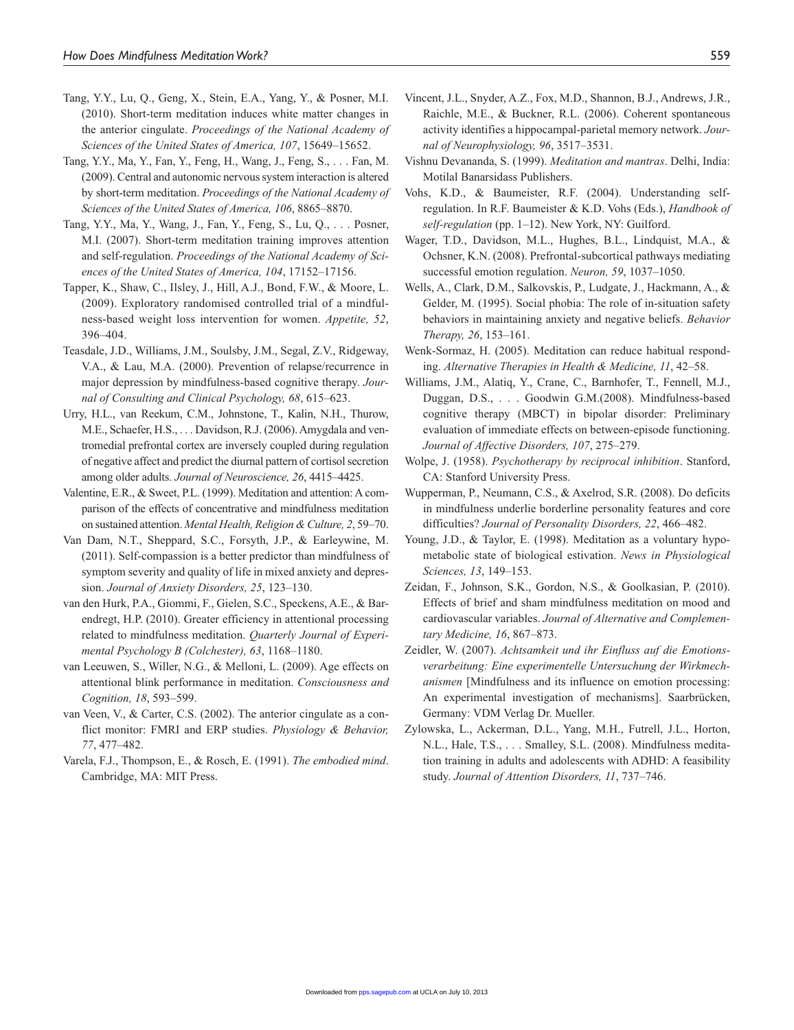Tang, Y.Y., Lu, Q., Geng, X., Stein, E.A., Yang, Y., & Posner, M.I. (2010). Short-term meditation induces white matter changes in the anterior cingulate. *Proceedings of the National Academy of Sciences of the United States of America, 107*, 15649–15652.

Tang, Y.Y., Ma, Y., Fan, Y., Feng, H., Wang, J., Feng, S., . . . Fan, M. (2009). Central and autonomic nervous system interaction is altered by short-term meditation. *Proceedings of the National Academy of Sciences of the United States of America, 106*, 8865–8870.

Tang, Y.Y., Ma, Y., Wang, J., Fan, Y., Feng, S., Lu, Q., . . . Posner, M.I. (2007). Short-term meditation training improves attention and self-regulation. *Proceedings of the National Academy of Sciences of the United States of America, 104*, 17152–17156.

Tapper, K., Shaw, C., Ilsley, J., Hill, A.J., Bond, F.W., & Moore, L. (2009). Exploratory randomised controlled trial of a mindfulness-based weight loss intervention for women. *Appetite, 52*, 396–404.

Teasdale, J.D., Williams, J.M., Soulsby, J.M., Segal, Z.V., Ridgeway, V.A., & Lau, M.A. (2000). Prevention of relapse/recurrence in major depression by mindfulness-based cognitive therapy. *Journal of Consulting and Clinical Psychology, 68*, 615–623.

Urry, H.L., van Reekum, C.M., Johnstone, T., Kalin, N.H., Thurow, M.E., Schaefer, H.S., . . . Davidson, R.J. (2006). Amygdala and ventromedial prefrontal cortex are inversely coupled during regulation of negative affect and predict the diurnal pattern of cortisol secretion among older adults. *Journal of Neuroscience, 26*, 4415–4425.

Valentine, E.R., & Sweet, P.L. (1999). Meditation and attention: A comparison of the effects of concentrative and mindfulness meditation on sustained attention. *Mental Health, Religion & Culture, 2*, 59–70.

Van Dam, N.T., Sheppard, S.C., Forsyth, J.P., & Earleywine, M. (2011). Self-compassion is a better predictor than mindfulness of symptom severity and quality of life in mixed anxiety and depression. *Journal of Anxiety Disorders, 25*, 123–130.

van den Hurk, P.A., Giommi, F., Gielen, S.C., Speckens, A.E., & Barendregt, H.P. (2010). Greater efficiency in attentional processing related to mindfulness meditation. *Quarterly Journal of Experimental Psychology B (Colchester), 63*, 1168–1180.

van Leeuwen, S., Willer, N.G., & Melloni, L. (2009). Age effects on attentional blink performance in meditation. *Consciousness and Cognition, 18*, 593–599.

van Veen, V., & Carter, C.S. (2002). The anterior cingulate as a conflict monitor: FMRI and ERP studies. *Physiology & Behavior, 77*, 477–482.

Varela, F.J., Thompson, E., & Rosch, E. (1991). *The embodied mind*. Cambridge, MA: MIT Press.

Vincent, J.L., Snyder, A.Z., Fox, M.D., Shannon, B.J., Andrews, J.R., Raichle, M.E., & Buckner, R.L. (2006). Coherent spontaneous activity identifies a hippocampal-parietal memory network. *Journal of Neurophysiology, 96*, 3517–3531.

Vishnu Devananda, S. (1999). *Meditation and mantras*. Delhi, India: Motilal Banarsidass Publishers.

Vohs, K.D., & Baumeister, R.F. (2004). Understanding self-regulation. In R.F. Baumeister & K.D. Vohs (Eds.), *Handbook of self-regulation* (pp. 1–12). New York, NY: Guilford.

Wager, T.D., Davidson, M.L., Hughes, B.L., Lindquist, M.A., & Ochsner, K.N. (2008). Prefrontal-subcortical pathways mediating successful emotion regulation. *Neuron, 59*, 1037–1050.

Wells, A., Clark, D.M., Salkovskis, P., Ludgate, J., Hackmann, A., & Gelder, M. (1995). Social phobia: The role of in-situation safety behaviors in maintaining anxiety and negative beliefs. *Behavior Therapy, 26*, 153–161.

Wenk-Sormaz, H. (2005). Meditation can reduce habitual responding. *Alternative Therapies in Health & Medicine, 11*, 42–58.

Williams, J.M., Alatiq, Y., Crane, C., Barnhofer, T., Fennell, M.J., Duggan, D.S., . . . Goodwin G.M.(2008). Mindfulness-based cognitive therapy (MBCT) in bipolar disorder: Preliminary evaluation of immediate effects on between-episode functioning. *Journal of Affective Disorders, 107*, 275–279.

Wolpe, J. (1958). *Psychotherapy by reciprocal inhibition*. Stanford, CA: Stanford University Press.

Wupperman, P., Neumann, C.S., & Axelrod, S.R. (2008). Do deficits in mindfulness underlie borderline personality features and core difficulties? *Journal of Personality Disorders, 22*, 466–482.

Young, J.D., & Taylor, E. (1998). Meditation as a voluntary hypometabolic state of biological estivation. *News in Physiological Sciences, 13*, 149–153.

Zeidan, F., Johnson, S.K., Gordon, N.S., & Goolkasian, P. (2010). Effects of brief and sham mindfulness meditation on mood and cardiovascular variables. *Journal of Alternative and Complementary Medicine, 16*, 867–873.

Zeidler, W. (2007). *Achtsamkeit und ihr Einfluss auf die Emotionsverarbeitung: Eine experimentelle Untersuchung der Wirkmechanismen* [Mindfulness and its influence on emotion processing: An experimental investigation of mechanisms]. Saarbrücken, Germany: VDM Verlag Dr. Mueller.

Zylowska, L., Ackerman, D.L., Yang, M.H., Futrell, J.L., Horton, N.L., Hale, T.S., . . . Smalley, S.L. (2008). Mindfulness meditation training in adults and adolescents with ADHD: A feasibility study. *Journal of Attention Disorders, 11*, 737–746.